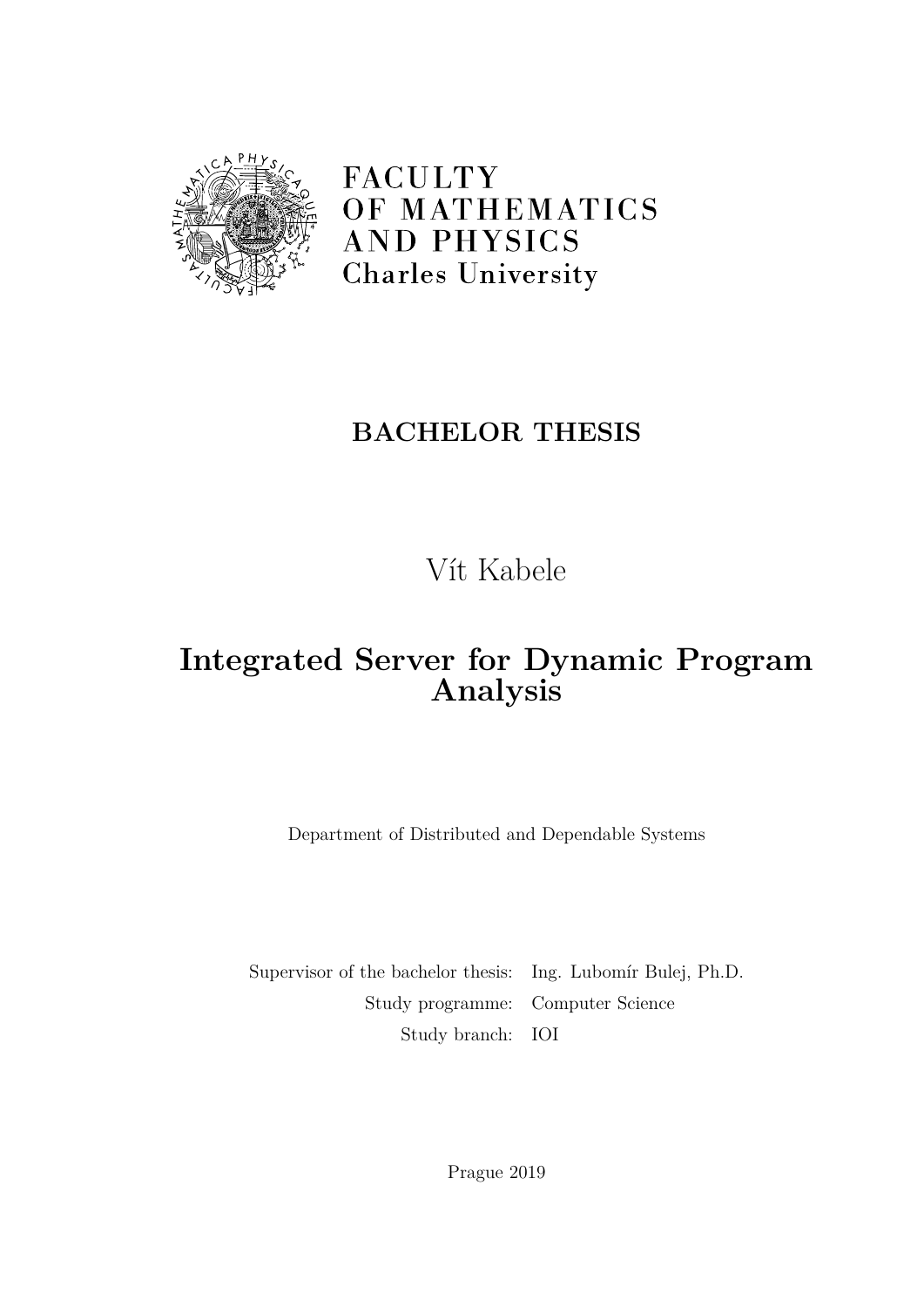FACULTY
OF MATHEMATICS
AND PHYSICS
Charles University

**BACHELOR THESIS**

Vít Kabele

# Integrated Server for Dynamic Program Analysis

Department of Distributed and Dependable Systems

| | |
|---|---|
| Supervisor of the bachelor thesis: | Ing. Lubomír Bulej, Ph.D. |
| Study programme: | Computer Science |
| Study branch: | IOI |

Prague 2019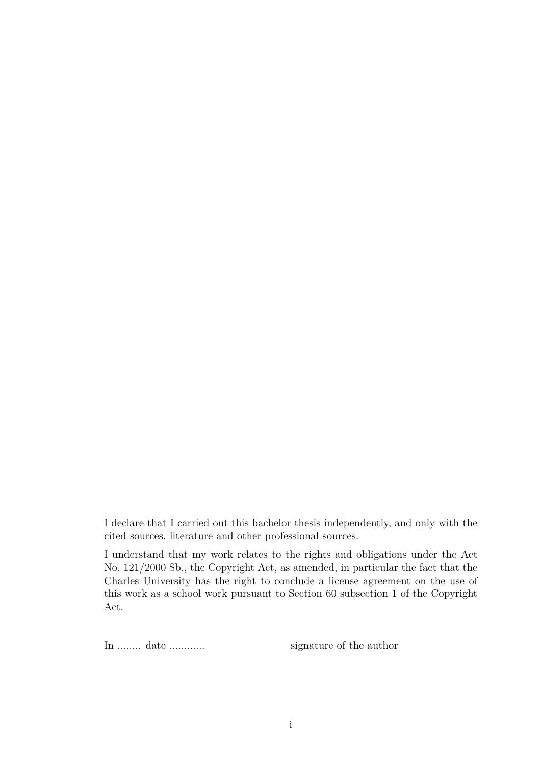I declare that I carried out this bachelor thesis independently, and only with the cited sources, literature and other professional sources.

I understand that my work relates to the rights and obligations under the Act No. 121/2000 Sb., the Copyright Act, as amended, in particular the fact that the Charles University has the right to conclude a license agreement on the use of this work as a school work pursuant to Section 60 subsection 1 of the Copyright Act.

In ........ date ............ signature of the author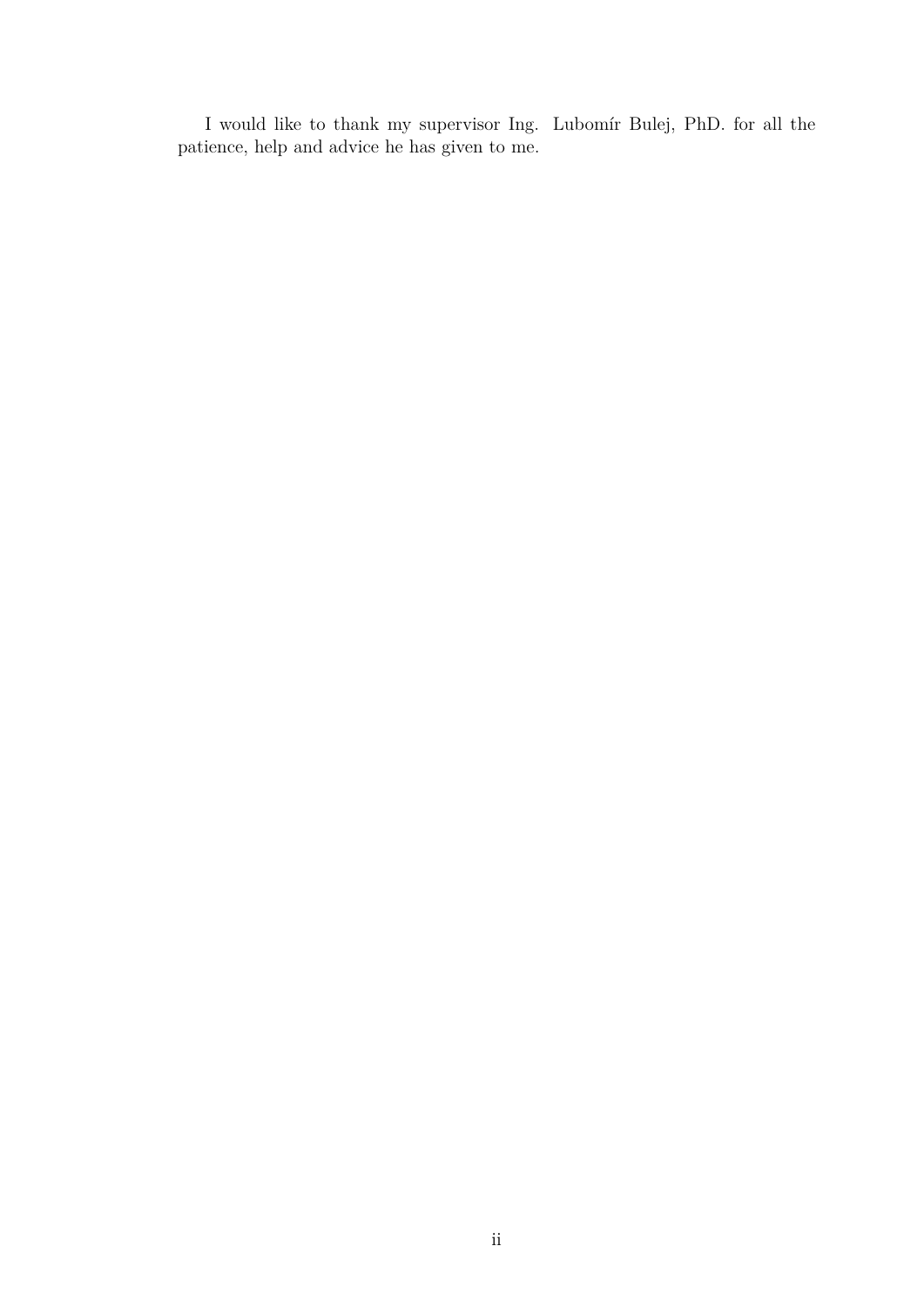I would like to thank my supervisor Ing. Lubomír Bulej, PhD. for all the patience, help and advice he has given to me.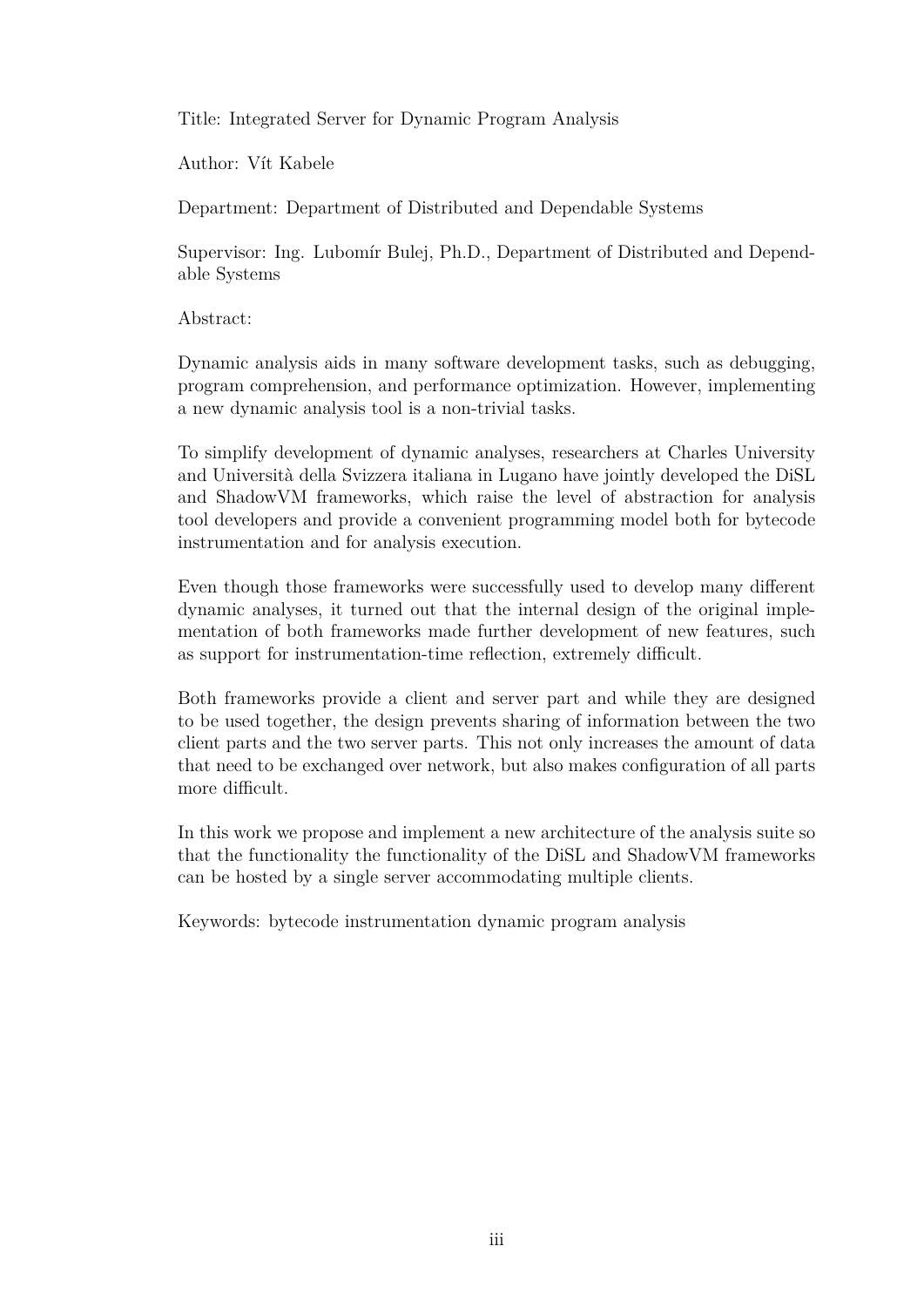Title: Integrated Server for Dynamic Program Analysis

Author: Vít Kabele

Department: Department of Distributed and Dependable Systems

Supervisor: Ing. Lubomír Bulej, Ph.D., Department of Distributed and Dependable Systems

Abstract:

Dynamic analysis aids in many software development tasks, such as debugging, program comprehension, and performance optimization. However, implementing a new dynamic analysis tool is a non-trivial tasks.

To simplify development of dynamic analyses, researchers at Charles University and Università della Svizzera italiana in Lugano have jointly developed the DiSL and ShadowVM frameworks, which raise the level of abstraction for analysis tool developers and provide a convenient programming model both for bytecode instrumentation and for analysis execution.

Even though those frameworks were successfully used to develop many different dynamic analyses, it turned out that the internal design of the original implementation of both frameworks made further development of new features, such as support for instrumentation-time reflection, extremely difficult.

Both frameworks provide a client and server part and while they are designed to be used together, the design prevents sharing of information between the two client parts and the two server parts. This not only increases the amount of data that need to be exchanged over network, but also makes configuration of all parts more difficult.

In this work we propose and implement a new architecture of the analysis suite so that the functionality the functionality of the DiSL and ShadowVM frameworks can be hosted by a single server accommodating multiple clients.

Keywords: bytecode instrumentation dynamic program analysis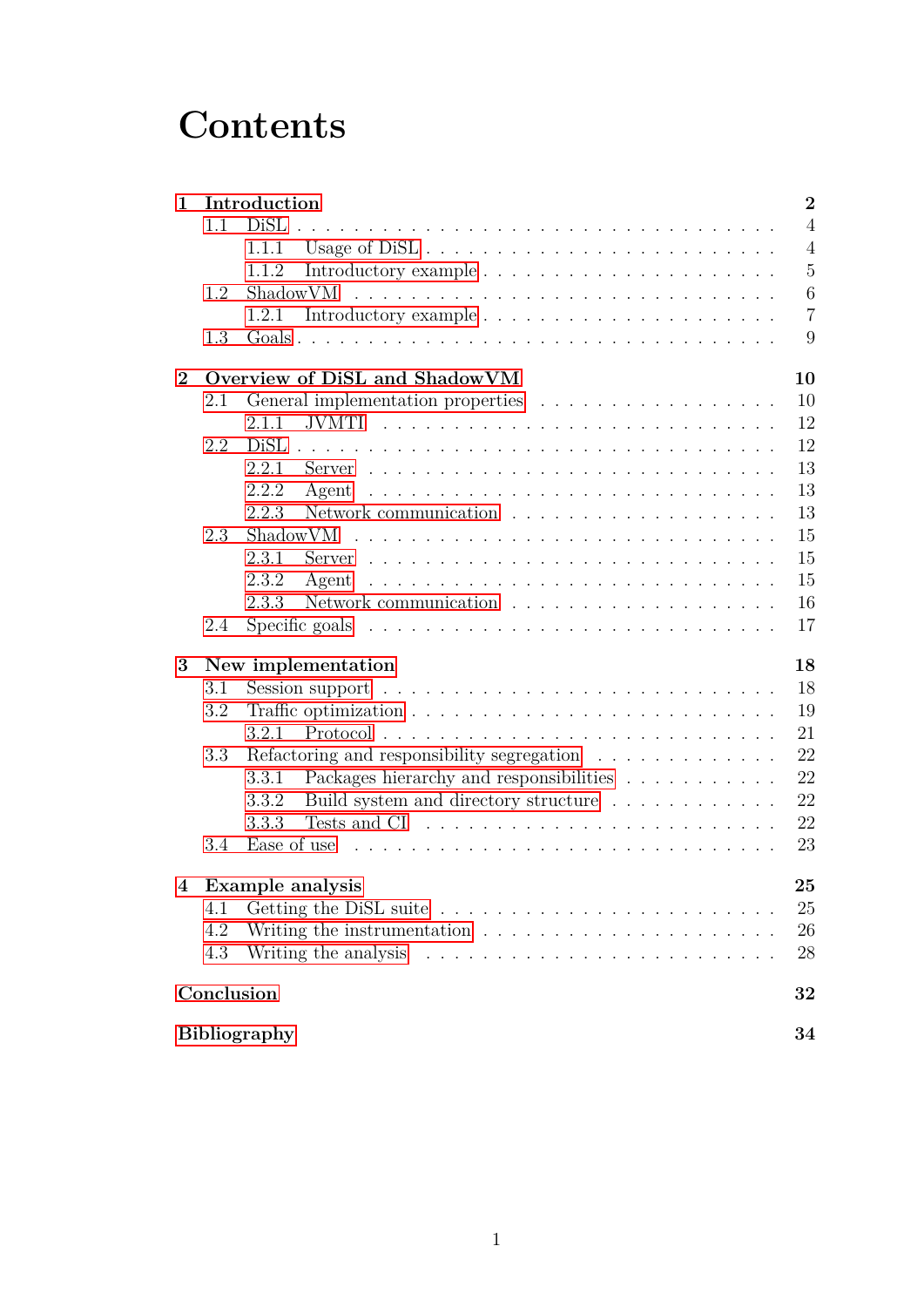# Contents

**1 Introduction** **2**

- 1.1 DiSL . . . 4
  - 1.1.1 Usage of DiSL . . . 4
  - 1.1.2 Introductory example . . . 5
- 1.2 ShadowVM . . . 6
  - 1.2.1 Introductory example . . . 7
- 1.3 Goals . . . 9

**2 Overview of DiSL and ShadowVM** **10**

- 2.1 General implementation properties . . . 10
  - 2.1.1 JVMTI . . . 12
- 2.2 DiSL . . . 12
  - 2.2.1 Server . . . 13
  - 2.2.2 Agent . . . 13
  - 2.2.3 Network communication . . . 13
- 2.3 ShadowVM . . . 15
  - 2.3.1 Server . . . 15
  - 2.3.2 Agent . . . 15
  - 2.3.3 Network communication . . . 16
- 2.4 Specific goals . . . 17

**3 New implementation** **18**

- 3.1 Session support . . . 18
- 3.2 Traffic optimization . . . 19
  - 3.2.1 Protocol . . . 21
- 3.3 Refactoring and responsibility segregation . . . 22
  - 3.3.1 Packages hierarchy and responsibilities . . . 22
  - 3.3.2 Build system and directory structure . . . 22
  - 3.3.3 Tests and CI . . . 22
- 3.4 Ease of use . . . 23

**4 Example analysis** **25**

- 4.1 Getting the DiSL suite . . . 25
- 4.2 Writing the instrumentation . . . 26
- 4.3 Writing the analysis . . . 28

**Conclusion** **32**

**Bibliography** **34**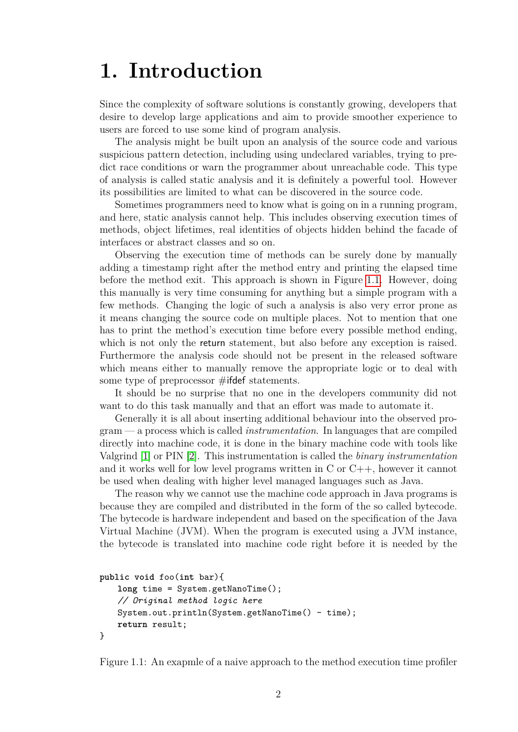# 1. Introduction

Since the complexity of software solutions is constantly growing, developers that desire to develop large applications and aim to provide smoother experience to users are forced to use some kind of program analysis.

The analysis might be built upon an analysis of the source code and various suspicious pattern detection, including using undeclared variables, trying to predict race conditions or warn the programmer about unreachable code. This type of analysis is called static analysis and it is definitely a powerful tool. However its possibilities are limited to what can be discovered in the source code.

Sometimes programmers need to know what is going on in a running program, and here, static analysis cannot help. This includes observing execution times of methods, object lifetimes, real identities of objects hidden behind the facade of interfaces or abstract classes and so on.

Observing the execution time of methods can be surely done by manually adding a timestamp right after the method entry and printing the elapsed time before the method exit. This approach is shown in Figure 1.1. However, doing this manually is very time consuming for anything but a simple program with a few methods. Changing the logic of such a analysis is also very error prone as it means changing the source code on multiple places. Not to mention that one has to print the method's execution time before every possible method ending, which is not only the `return` statement, but also before any exception is raised. Furthermore the analysis code should not be present in the released software which means either to manually remove the appropriate logic or to deal with some type of preprocessor #`ifdef` statements.

It should be no surprise that no one in the developers community did not want to do this task manually and that an effort was made to automate it.

Generally it is all about inserting additional behaviour into the observed program — a process which is called *instrumentation*. In languages that are compiled directly into machine code, it is done in the binary machine code with tools like Valgrind [1] or PIN [2]. This instrumentation is called the *binary instrumentation* and it works well for low level programs written in C or C++, however it cannot be used when dealing with higher level managed languages such as Java.

The reason why we cannot use the machine code approach in Java programs is because they are compiled and distributed in the form of the so called bytecode. The bytecode is hardware independent and based on the specification of the Java Virtual Machine (JVM). When the program is executed using a JVM instance, the bytecode is translated into machine code right before it is needed by the

```
public void foo(int bar){
    long time = System.getNanoTime();
    // Original method logic here
    System.out.println(System.getNanoTime() - time);
    return result;
}
```

Figure 1.1: An exapmle of a naive approach to the method execution time profiler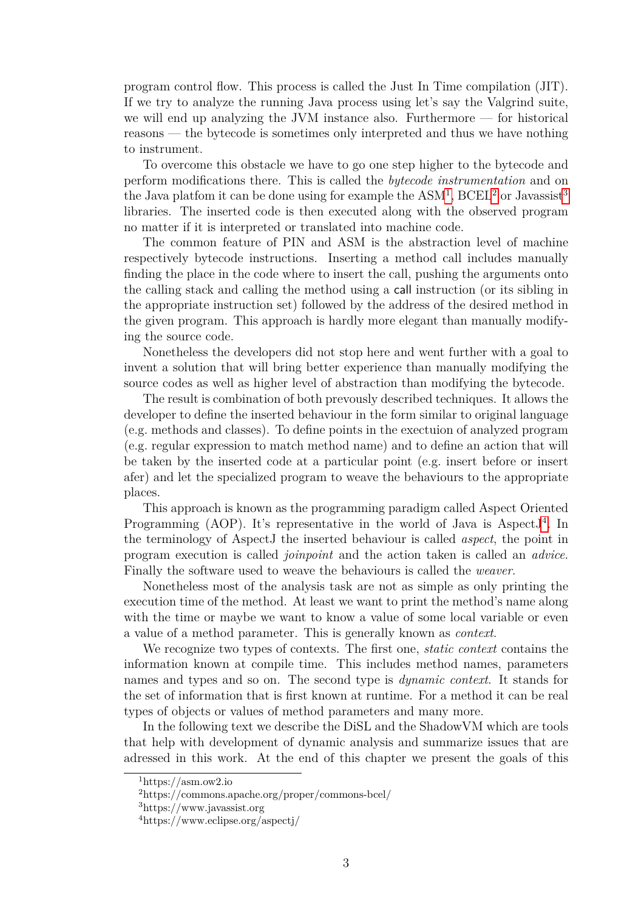program control flow. This process is called the Just In Time compilation (JIT). If we try to analyze the running Java process using let's say the Valgrind suite, we will end up analyzing the JVM instance also. Furthermore — for historical reasons — the bytecode is sometimes only interpreted and thus we have nothing to instrument.

To overcome this obstacle we have to go one step higher to the bytecode and perform modifications there. This is called the *bytecode instrumentation* and on the Java platfom it can be done using for example the ASM[1], BCEL[2] or Javassist[3] libraries. The inserted code is then executed along with the observed program no matter if it is interpreted or translated into machine code.

The common feature of PIN and ASM is the abstraction level of machine respectively bytecode instructions. Inserting a method call includes manually finding the place in the code where to insert the call, pushing the arguments onto the calling stack and calling the method using a `call` instruction (or its sibling in the appropriate instruction set) followed by the address of the desired method in the given program. This approach is hardly more elegant than manually modifying the source code.

Nonetheless the developers did not stop here and went further with a goal to invent a solution that will bring better experience than manually modifying the source codes as well as higher level of abstraction than modifying the bytecode.

The result is combination of both prevously described techniques. It allows the developer to define the inserted behaviour in the form similar to original language (e.g. methods and classes). To define points in the exectuion of analyzed program (e.g. regular expression to match method name) and to define an action that will be taken by the inserted code at a particular point (e.g. insert before or insert afer) and let the specialized program to weave the behaviours to the appropriate places.

This approach is known as the programming paradigm called Aspect Oriented Programming (AOP). It's representative in the world of Java is AspectJ[4]. In the terminology of AspectJ the inserted behaviour is called *aspect*, the point in program execution is called *joinpoint* and the action taken is called an *advice*. Finally the software used to weave the behaviours is called the *weaver*.

Nonetheless most of the analysis task are not as simple as only printing the execution time of the method. At least we want to print the method's name along with the time or maybe we want to know a value of some local variable or even a value of a method parameter. This is generally known as *context*.

We recognize two types of contexts. The first one, *static context* contains the information known at compile time. This includes method names, parameters names and types and so on. The second type is *dynamic context*. It stands for the set of information that is first known at runtime. For a method it can be real types of objects or values of method parameters and many more.

In the following text we describe the DiSL and the ShadowVM which are tools that help with development of dynamic analysis and summarize issues that are adressed in this work. At the end of this chapter we present the goals of this

---

[1] https://asm.ow2.io

[2] https://commons.apache.org/proper/commons-bcel/

[3] https://www.javassist.org

[4] https://www.eclipse.org/aspectj/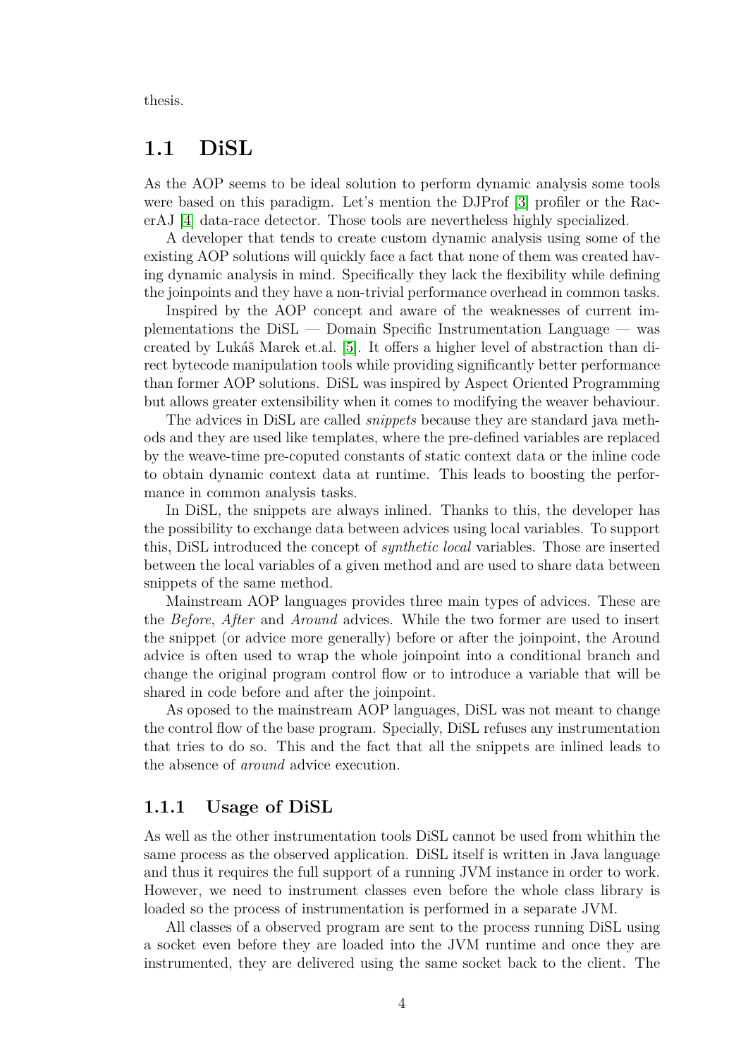thesis.

## 1.1 DiSL

As the AOP seems to be ideal solution to perform dynamic analysis some tools were based on this paradigm. Let's mention the DJProf [3] profiler or the RacerAJ [4] data-race detector. Those tools are nevertheless highly specialized.

A developer that tends to create custom dynamic analysis using some of the existing AOP solutions will quickly face a fact that none of them was created having dynamic analysis in mind. Specifically they lack the flexibility while defining the joinpoints and they have a non-trivial performance overhead in common tasks.

Inspired by the AOP concept and aware of the weaknesses of current implementations the DiSL — Domain Specific Instrumentation Language — was created by Lukáš Marek et.al. [5]. It offers a higher level of abstraction than direct bytecode manipulation tools while providing significantly better performance than former AOP solutions. DiSL was inspired by Aspect Oriented Programming but allows greater extensibility when it comes to modifying the weaver behaviour.

The advices in DiSL are called *snippets* because they are standard java methods and they are used like templates, where the pre-defined variables are replaced by the weave-time pre-coputed constants of static context data or the inline code to obtain dynamic context data at runtime. This leads to boosting the performance in common analysis tasks.

In DiSL, the snippets are always inlined. Thanks to this, the developer has the possibility to exchange data between advices using local variables. To support this, DiSL introduced the concept of *synthetic local* variables. Those are inserted between the local variables of a given method and are used to share data between snippets of the same method.

Mainstream AOP languages provides three main types of advices. These are the *Before*, *After* and *Around* advices. While the two former are used to insert the snippet (or advice more generally) before or after the joinpoint, the Around advice is often used to wrap the whole joinpoint into a conditional branch and change the original program control flow or to introduce a variable that will be shared in code before and after the joinpoint.

As oposed to the mainstream AOP languages, DiSL was not meant to change the control flow of the base program. Specially, DiSL refuses any instrumentation that tries to do so. This and the fact that all the snippets are inlined leads to the absence of *around* advice execution.

### 1.1.1 Usage of DiSL

As well as the other instrumentation tools DiSL cannot be used from whithin the same process as the observed application. DiSL itself is written in Java language and thus it requires the full support of a running JVM instance in order to work. However, we need to instrument classes even before the whole class library is loaded so the process of instrumentation is performed in a separate JVM.

All classes of a observed program are sent to the process running DiSL using a socket even before they are loaded into the JVM runtime and once they are instrumented, they are delivered using the same socket back to the client. The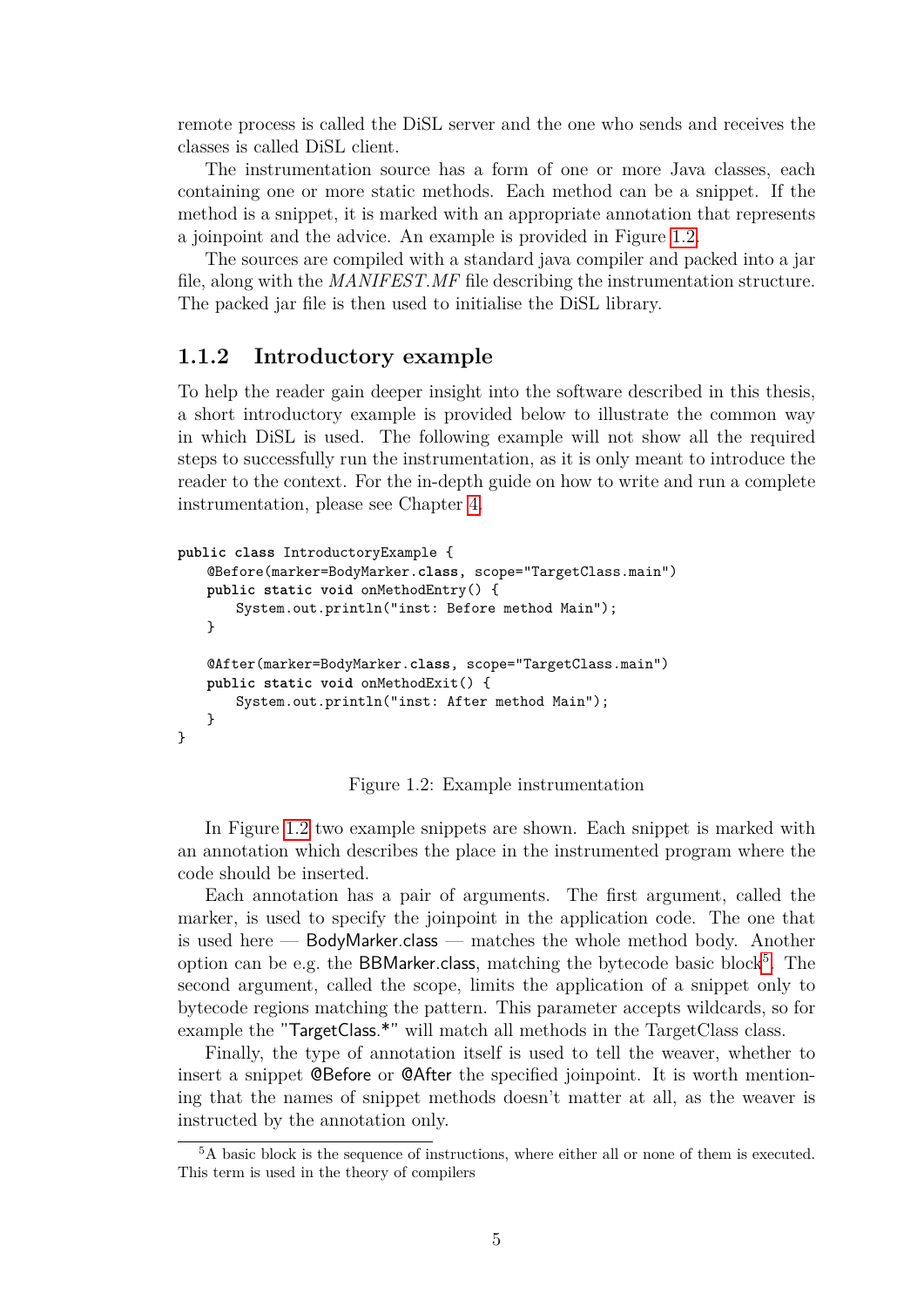remote process is called the DiSL server and the one who sends and receives the classes is called DiSL client.

The instrumentation source has a form of one or more Java classes, each containing one or more static methods. Each method can be a snippet. If the method is a snippet, it is marked with an appropriate annotation that represents a joinpoint and the advice. An example is provided in Figure 1.2.

The sources are compiled with a standard java compiler and packed into a jar file, along with the *MANIFEST.MF* file describing the instrumentation structure. The packed jar file is then used to initialise the DiSL library.

### 1.1.2 Introductory example

To help the reader gain deeper insight into the software described in this thesis, a short introductory example is provided below to illustrate the common way in which DiSL is used. The following example will not show all the required steps to successfully run the instrumentation, as it is only meant to introduce the reader to the context. For the in-depth guide on how to write and run a complete instrumentation, please see Chapter 4.

```
public class IntroductoryExample {
    @Before(marker=BodyMarker.class, scope="TargetClass.main")
    public static void onMethodEntry() {
        System.out.println("inst: Before method Main");
    }

    @After(marker=BodyMarker.class, scope="TargetClass.main")
    public static void onMethodExit() {
        System.out.println("inst: After method Main");
    }
}
```

Figure 1.2: Example instrumentation

In Figure 1.2 two example snippets are shown. Each snippet is marked with an annotation which describes the place in the instrumented program where the code should be inserted.

Each annotation has a pair of arguments. The first argument, called the marker, is used to specify the joinpoint in the application code. The one that is used here — BodyMarker.class — matches the whole method body. Another option can be e.g. the BBMarker.class, matching the bytecode basic block[5]. The second argument, called the scope, limits the application of a snippet only to bytecode regions matching the pattern. This parameter accepts wildcards, so for example the "TargetClass.*" will match all methods in the TargetClass class.

Finally, the type of annotation itself is used to tell the weaver, whether to insert a snippet @Before or @After the specified joinpoint. It is worth mentioning that the names of snippet methods doesn't matter at all, as the weaver is instructed by the annotation only.

[5] A basic block is the sequence of instructions, where either all or none of them is executed. This term is used in the theory of compilers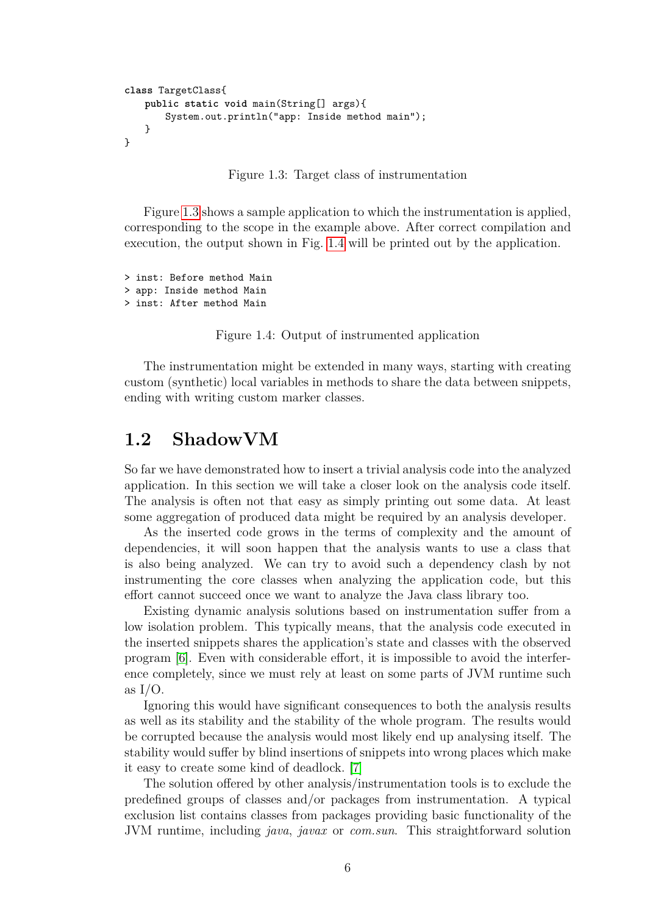```
class TargetClass{
    public static void main(String[] args){
        System.out.println("app: Inside method main");
    }
}
```

Figure 1.3: Target class of instrumentation

Figure 1.3 shows a sample application to which the instrumentation is applied, corresponding to the scope in the example above. After correct compilation and execution, the output shown in Fig. 1.4 will be printed out by the application.

```
> inst: Before method Main
> app: Inside method Main
> inst: After method Main
```

Figure 1.4: Output of instrumented application

The instrumentation might be extended in many ways, starting with creating custom (synthetic) local variables in methods to share the data between snippets, ending with writing custom marker classes.

## 1.2 ShadowVM

So far we have demonstrated how to insert a trivial analysis code into the analyzed application. In this section we will take a closer look on the analysis code itself. The analysis is often not that easy as simply printing out some data. At least some aggregation of produced data might be required by an analysis developer.

As the inserted code grows in the terms of complexity and the amount of dependencies, it will soon happen that the analysis wants to use a class that is also being analyzed. We can try to avoid such a dependency clash by not instrumenting the core classes when analyzing the application code, but this effort cannot succeed once we want to analyze the Java class library too.

Existing dynamic analysis solutions based on instrumentation suffer from a low isolation problem. This typically means, that the analysis code executed in the inserted snippets shares the application's state and classes with the observed program [6]. Even with considerable effort, it is impossible to avoid the interference completely, since we must rely at least on some parts of JVM runtime such as I/O.

Ignoring this would have significant consequences to both the analysis results as well as its stability and the stability of the whole program. The results would be corrupted because the analysis would most likely end up analysing itself. The stability would suffer by blind insertions of snippets into wrong places which make it easy to create some kind of deadlock. [7]

The solution offered by other analysis/instrumentation tools is to exclude the predefined groups of classes and/or packages from instrumentation. A typical exclusion list contains classes from packages providing basic functionality of the JVM runtime, including *java*, *javax* or *com.sun*. This straightforward solution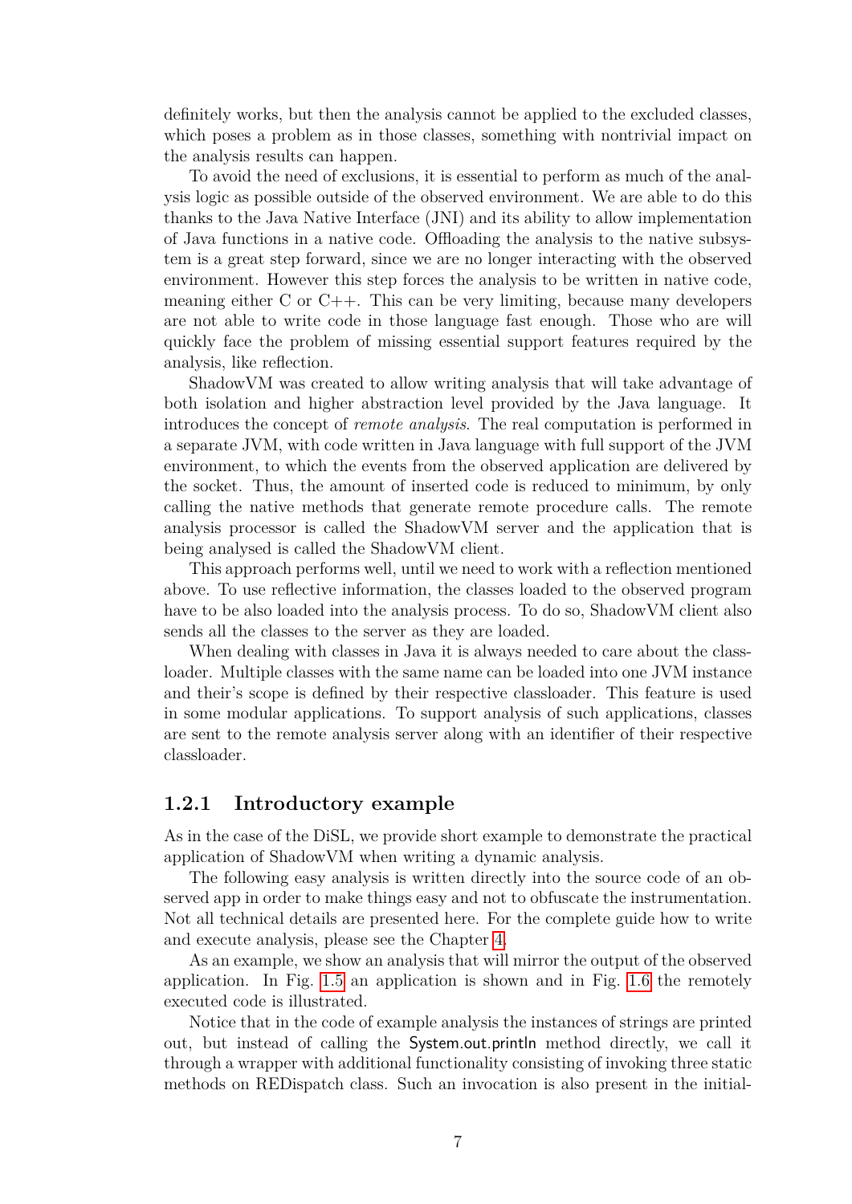definitely works, but then the analysis cannot be applied to the excluded classes, which poses a problem as in those classes, something with nontrivial impact on the analysis results can happen.

To avoid the need of exclusions, it is essential to perform as much of the analysis logic as possible outside of the observed environment. We are able to do this thanks to the Java Native Interface (JNI) and its ability to allow implementation of Java functions in a native code. Offloading the analysis to the native subsystem is a great step forward, since we are no longer interacting with the observed environment. However this step forces the analysis to be written in native code, meaning either C or C++. This can be very limiting, because many developers are not able to write code in those language fast enough. Those who are will quickly face the problem of missing essential support features required by the analysis, like reflection.

ShadowVM was created to allow writing analysis that will take advantage of both isolation and higher abstraction level provided by the Java language. It introduces the concept of *remote analysis*. The real computation is performed in a separate JVM, with code written in Java language with full support of the JVM environment, to which the events from the observed application are delivered by the socket. Thus, the amount of inserted code is reduced to minimum, by only calling the native methods that generate remote procedure calls. The remote analysis processor is called the ShadowVM server and the application that is being analysed is called the ShadowVM client.

This approach performs well, until we need to work with a reflection mentioned above. To use reflective information, the classes loaded to the observed program have to be also loaded into the analysis process. To do so, ShadowVM client also sends all the classes to the server as they are loaded.

When dealing with classes in Java it is always needed to care about the classloader. Multiple classes with the same name can be loaded into one JVM instance and their's scope is defined by their respective classloader. This feature is used in some modular applications. To support analysis of such applications, classes are sent to the remote analysis server along with an identifier of their respective classloader.

### 1.2.1 Introductory example

As in the case of the DiSL, we provide short example to demonstrate the practical application of ShadowVM when writing a dynamic analysis.

The following easy analysis is written directly into the source code of an observed app in order to make things easy and not to obfuscate the instrumentation. Not all technical details are presented here. For the complete guide how to write and execute analysis, please see the Chapter 4.

As an example, we show an analysis that will mirror the output of the observed application. In Fig. 1.5 an application is shown and in Fig. 1.6 the remotely executed code is illustrated.

Notice that in the code of example analysis the instances of strings are printed out, but instead of calling the System.out.println method directly, we call it through a wrapper with additional functionality consisting of invoking three static methods on REDispatch class. Such an invocation is also present in the initial-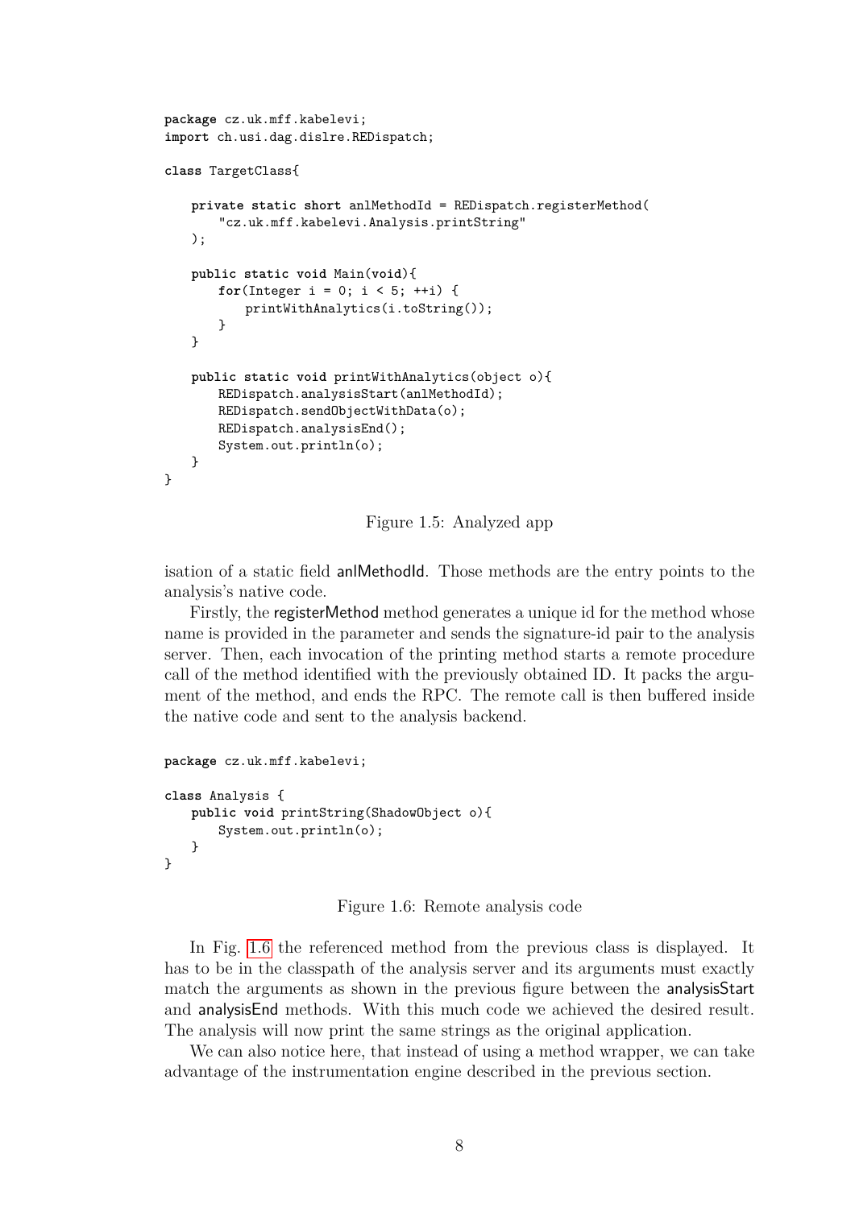```
package cz.uk.mff.kabelevi;
import ch.usi.dag.dislre.REDispatch;

class TargetClass{

    private static short anlMethodId = REDispatch.registerMethod(
        "cz.uk.mff.kabelevi.Analysis.printString"
    );

    public static void Main(void){
        for(Integer i = 0; i < 5; ++i) {
            printWithAnalytics(i.toString());
        }
    }

    public static void printWithAnalytics(object o){
        REDispatch.analysisStart(anlMethodId);
        REDispatch.sendObjectWithData(o);
        REDispatch.analysisEnd();
        System.out.println(o);
    }
}
```

Figure 1.5: Analyzed app

isation of a static field anlMethodId. Those methods are the entry points to the analysis's native code.

Firstly, the registerMethod method generates a unique id for the method whose name is provided in the parameter and sends the signature-id pair to the analysis server. Then, each invocation of the printing method starts a remote procedure call of the method identified with the previously obtained ID. It packs the argument of the method, and ends the RPC. The remote call is then buffered inside the native code and sent to the analysis backend.

```
package cz.uk.mff.kabelevi;

class Analysis {
    public void printString(ShadowObject o){
        System.out.println(o);
    }
}
```

Figure 1.6: Remote analysis code

In Fig. 1.6 the referenced method from the previous class is displayed. It has to be in the classpath of the analysis server and its arguments must exactly match the arguments as shown in the previous figure between the analysisStart and analysisEnd methods. With this much code we achieved the desired result. The analysis will now print the same strings as the original application.

We can also notice here, that instead of using a method wrapper, we can take advantage of the instrumentation engine described in the previous section.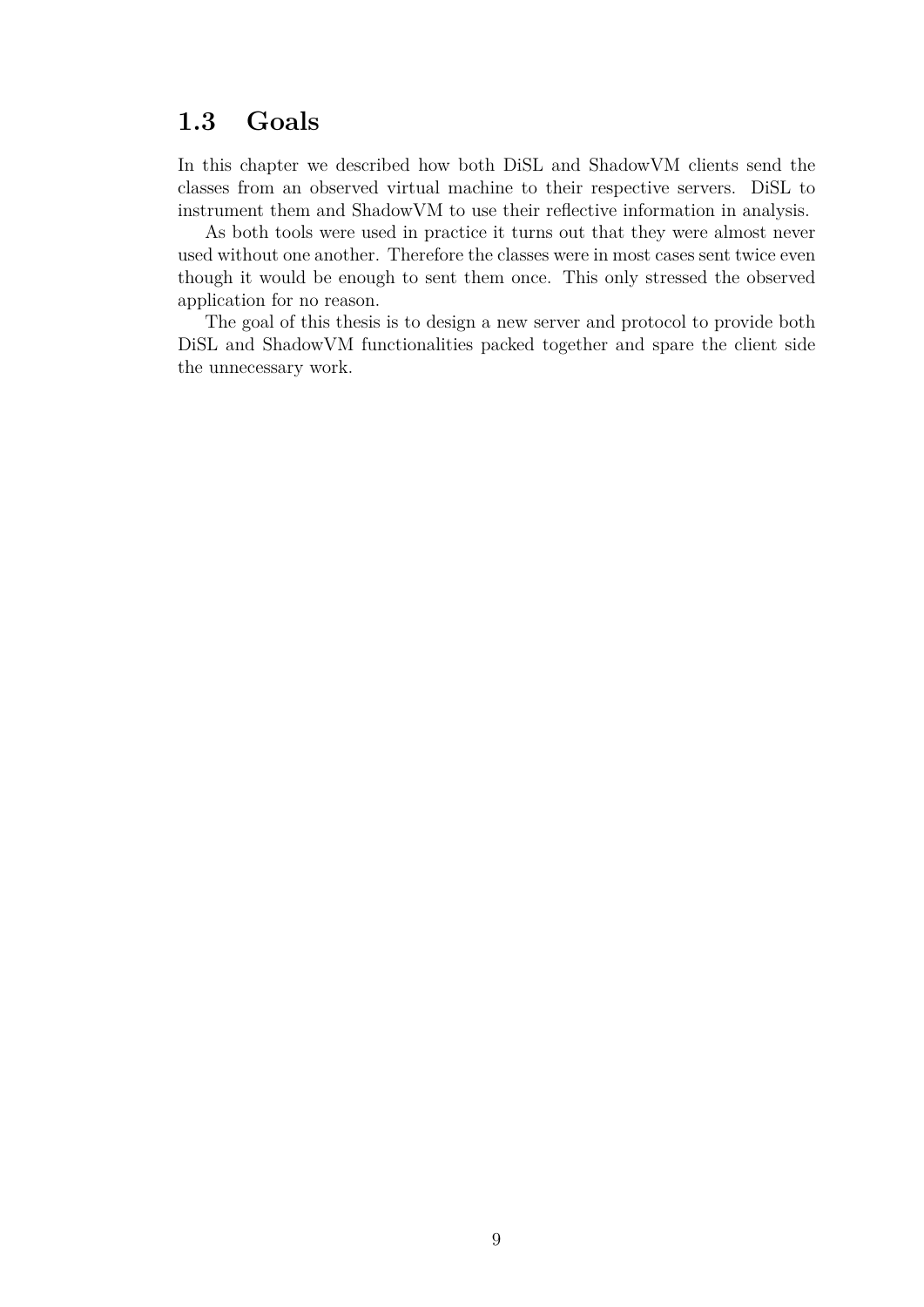## 1.3 Goals

In this chapter we described how both DiSL and ShadowVM clients send the classes from an observed virtual machine to their respective servers. DiSL to instrument them and ShadowVM to use their reflective information in analysis.

As both tools were used in practice it turns out that they were almost never used without one another. Therefore the classes were in most cases sent twice even though it would be enough to sent them once. This only stressed the observed application for no reason.

The goal of this thesis is to design a new server and protocol to provide both DiSL and ShadowVM functionalities packed together and spare the client side the unnecessary work.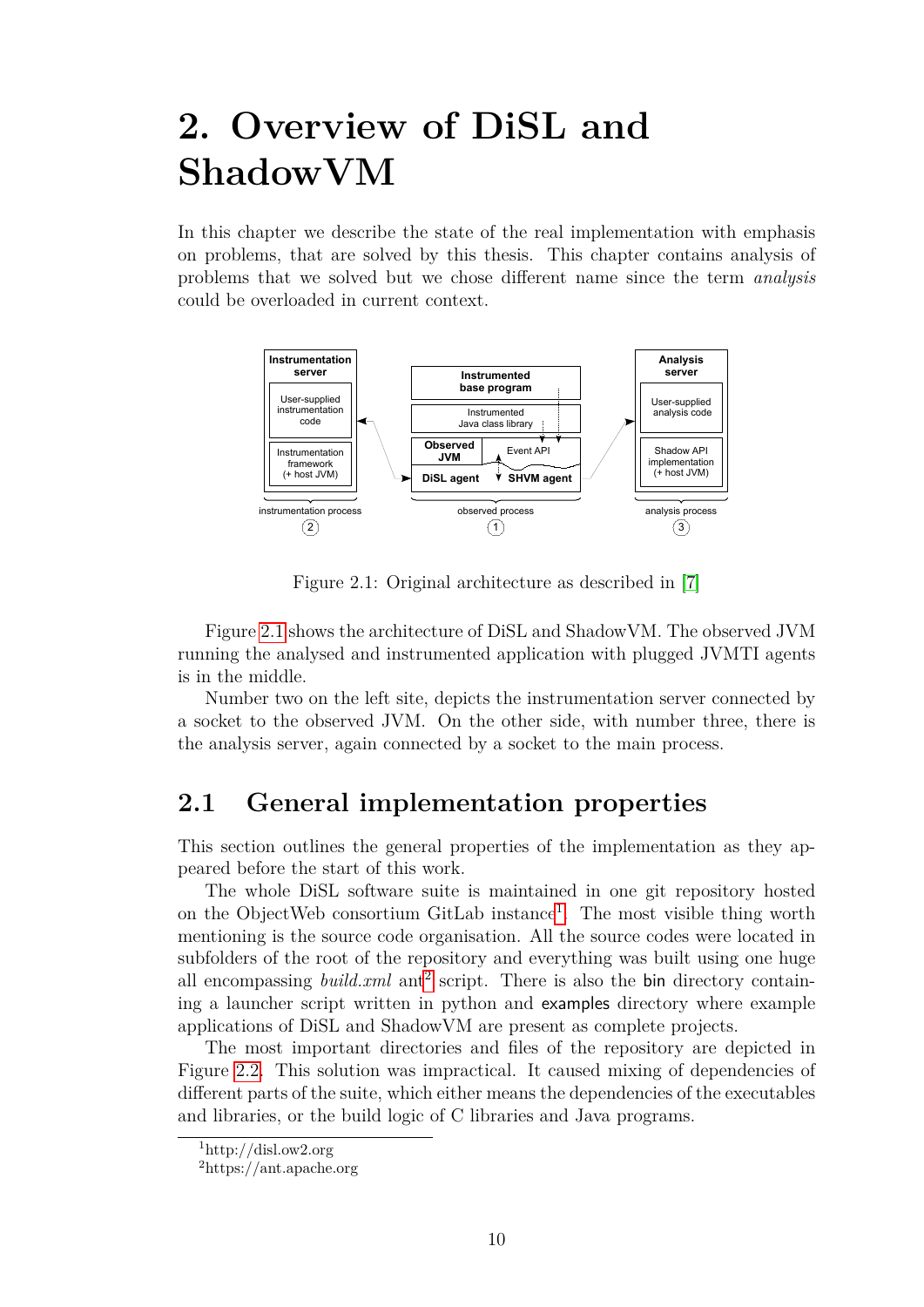# 2. Overview of DiSL and ShadowVM

In this chapter we describe the state of the real implementation with emphasis on problems, that are solved by this thesis. This chapter contains analysis of problems that we solved but we chose different name since the term *analysis* could be overloaded in current context.

Figure 2.1: Original architecture as described in [7]

Figure 2.1 shows the architecture of DiSL and ShadowVM. The observed JVM running the analysed and instrumented application with plugged JVMTI agents is in the middle.

Number two on the left site, depicts the instrumentation server connected by a socket to the observed JVM. On the other side, with number three, there is the analysis server, again connected by a socket to the main process.

## 2.1 General implementation properties

This section outlines the general properties of the implementation as they appeared before the start of this work.

The whole DiSL software suite is maintained in one git repository hosted on the ObjectWeb consortium GitLab instance[1]. The most visible thing worth mentioning is the source code organisation. All the source codes were located in subfolders of the root of the repository and everything was built using one huge all encompassing *build.xml* ant[2] script. There is also the bin directory containing a launcher script written in python and examples directory where example applications of DiSL and ShadowVM are present as complete projects.

The most important directories and files of the repository are depicted in Figure 2.2. This solution was impractical. It caused mixing of dependencies of different parts of the suite, which either means the dependencies of the executables and libraries, or the build logic of C libraries and Java programs.

[1] http://disl.ow2.org

[2] https://ant.apache.org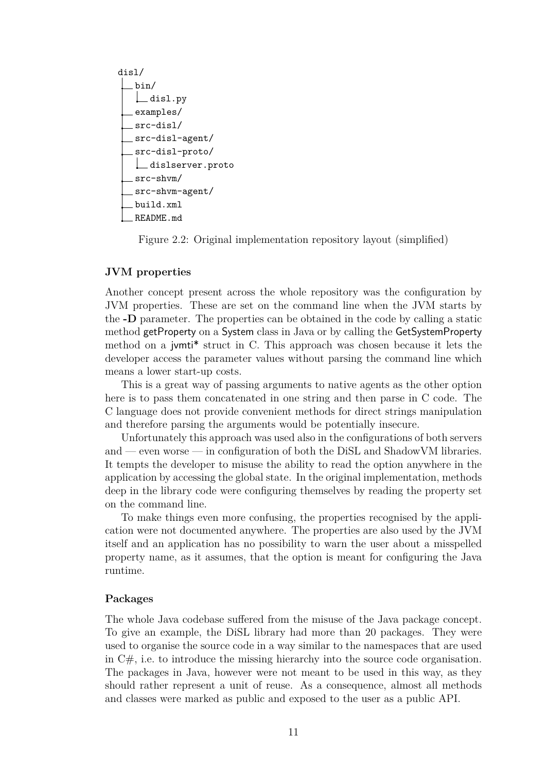```
disl/
├── bin/
│   └── disl.py
├── examples/
├── src-disl/
├── src-disl-agent/
├── src-disl-proto/
│   └── dislserver.proto
├── src-shvm/
├── src-shvm-agent/
├── build.xml
└── README.md
```

Figure 2.2: Original implementation repository layout (simplified)

### JVM properties

Another concept present across the whole repository was the configuration by JVM properties. These are set on the command line when the JVM starts by the **-D** parameter. The properties can be obtained in the code by calling a static method getProperty on a System class in Java or by calling the GetSystemProperty method on a jvmti* struct in C. This approach was chosen because it lets the developer access the parameter values without parsing the command line which means a lower start-up costs.

This is a great way of passing arguments to native agents as the other option here is to pass them concatenated in one string and then parse in C code. The C language does not provide convenient methods for direct strings manipulation and therefore parsing the arguments would be potentially insecure.

Unfortunately this approach was used also in the configurations of both servers and — even worse — in configuration of both the DiSL and ShadowVM libraries. It tempts the developer to misuse the ability to read the option anywhere in the application by accessing the global state. In the original implementation, methods deep in the library code were configuring themselves by reading the property set on the command line.

To make things even more confusing, the properties recognised by the application were not documented anywhere. The properties are also used by the JVM itself and an application has no possibility to warn the user about a misspelled property name, as it assumes, that the option is meant for configuring the Java runtime.

### Packages

The whole Java codebase suffered from the misuse of the Java package concept. To give an example, the DiSL library had more than 20 packages. They were used to organise the source code in a way similar to the namespaces that are used in C#, i.e. to introduce the missing hierarchy into the source code organisation. The packages in Java, however were not meant to be used in this way, as they should rather represent a unit of reuse. As a consequence, almost all methods and classes were marked as public and exposed to the user as a public API.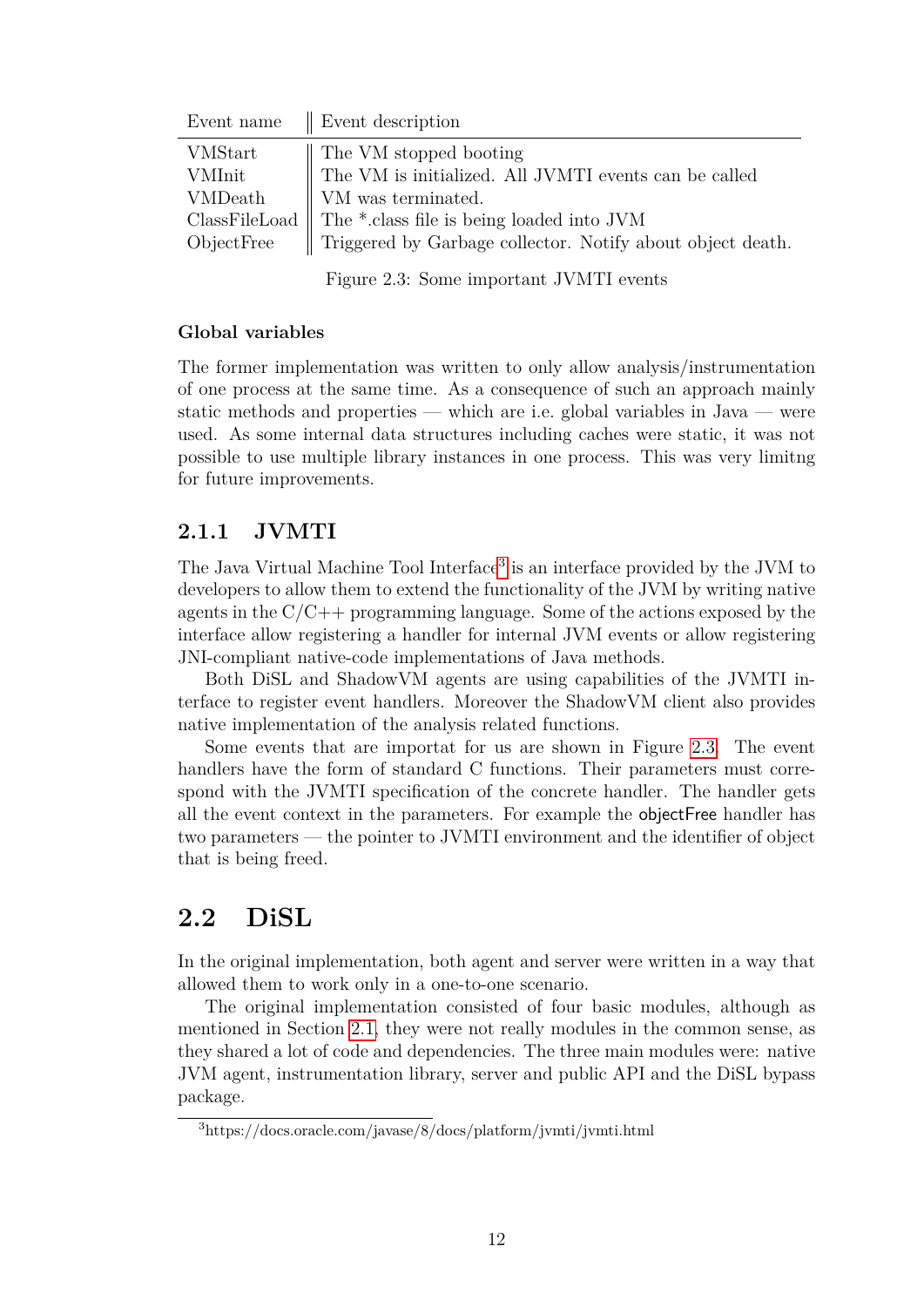| Event name | Event description |
|---|---|
| VMStart | The VM stopped booting |
| VMInit | The VM is initialized. All JVMTI events can be called |
| VMDeath | VM was terminated. |
| ClassFileLoad | The *.class file is being loaded into JVM |
| ObjectFree | Triggered by Garbage collector. Notify about object death. |

Figure 2.3: Some important JVMTI events

#### Global variables

The former implementation was written to only allow analysis/instrumentation of one process at the same time. As a consequence of such an approach mainly static methods and properties — which are i.e. global variables in Java — were used. As some internal data structures including caches were static, it was not possible to use multiple library instances in one process. This was very limitng for future improvements.

### 2.1.1 JVMTI

The Java Virtual Machine Tool Interface[3] is an interface provided by the JVM to developers to allow them to extend the functionality of the JVM by writing native agents in the C/C++ programming language. Some of the actions exposed by the interface allow registering a handler for internal JVM events or allow registering JNI-compliant native-code implementations of Java methods.

Both DiSL and ShadowVM agents are using capabilities of the JVMTI interface to register event handlers. Moreover the ShadowVM client also provides native implementation of the analysis related functions.

Some events that are importat for us are shown in Figure 2.3. The event handlers have the form of standard C functions. Their parameters must correspond with the JVMTI specification of the concrete handler. The handler gets all the event context in the parameters. For example the objectFree handler has two parameters — the pointer to JVMTI environment and the identifier of object that is being freed.

## 2.2 DiSL

In the original implementation, both agent and server were written in a way that allowed them to work only in a one-to-one scenario.

The original implementation consisted of four basic modules, although as mentioned in Section 2.1, they were not really modules in the common sense, as they shared a lot of code and dependencies. The three main modules were: native JVM agent, instrumentation library, server and public API and the DiSL bypass package.

[3] https://docs.oracle.com/javase/8/docs/platform/jvmti/jvmti.html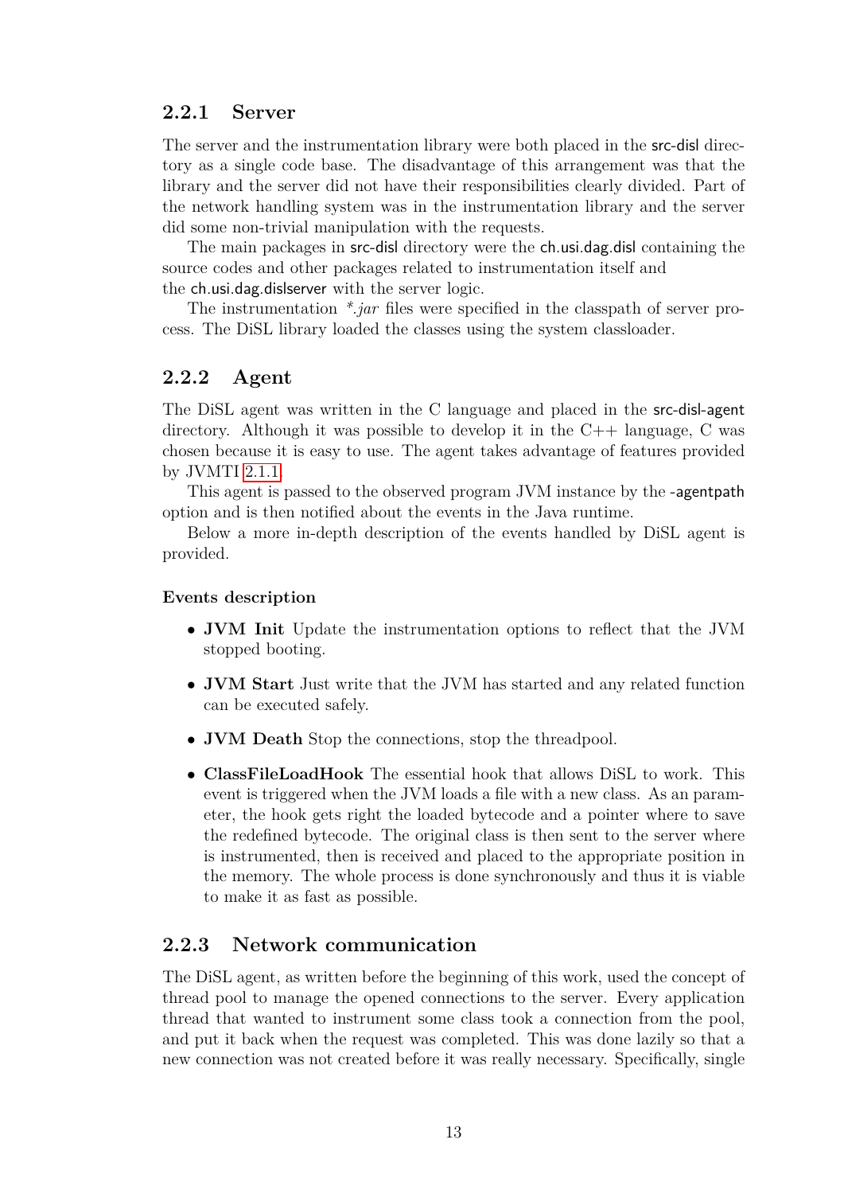### 2.2.1 Server

The server and the instrumentation library were both placed in the src-disl directory as a single code base. The disadvantage of this arrangement was that the library and the server did not have their responsibilities clearly divided. Part of the network handling system was in the instrumentation library and the server did some non-trivial manipulation with the requests.

The main packages in src-disl directory were the ch.usi.dag.disl containing the source codes and other packages related to instrumentation itself and the ch.usi.dag.dislserver with the server logic.

The instrumentation *\*.jar* files were specified in the classpath of server process. The DiSL library loaded the classes using the system classloader.

### 2.2.2 Agent

The DiSL agent was written in the C language and placed in the src-disl-agent directory. Although it was possible to develop it in the C++ language, C was chosen because it is easy to use. The agent takes advantage of features provided by JVMTI 2.1.1.

This agent is passed to the observed program JVM instance by the -agentpath option and is then notified about the events in the Java runtime.

Below a more in-depth description of the events handled by DiSL agent is provided.

#### Events description

- **JVM Init** Update the instrumentation options to reflect that the JVM stopped booting.
- **JVM Start** Just write that the JVM has started and any related function can be executed safely.
- **JVM Death** Stop the connections, stop the threadpool.
- **ClassFileLoadHook** The essential hook that allows DiSL to work. This event is triggered when the JVM loads a file with a new class. As an parameter, the hook gets right the loaded bytecode and a pointer where to save the redefined bytecode. The original class is then sent to the server where is instrumented, then is received and placed to the appropriate position in the memory. The whole process is done synchronously and thus it is viable to make it as fast as possible.

### 2.2.3 Network communication

The DiSL agent, as written before the beginning of this work, used the concept of thread pool to manage the opened connections to the server. Every application thread that wanted to instrument some class took a connection from the pool, and put it back when the request was completed. This was done lazily so that a new connection was not created before it was really necessary. Specifically, single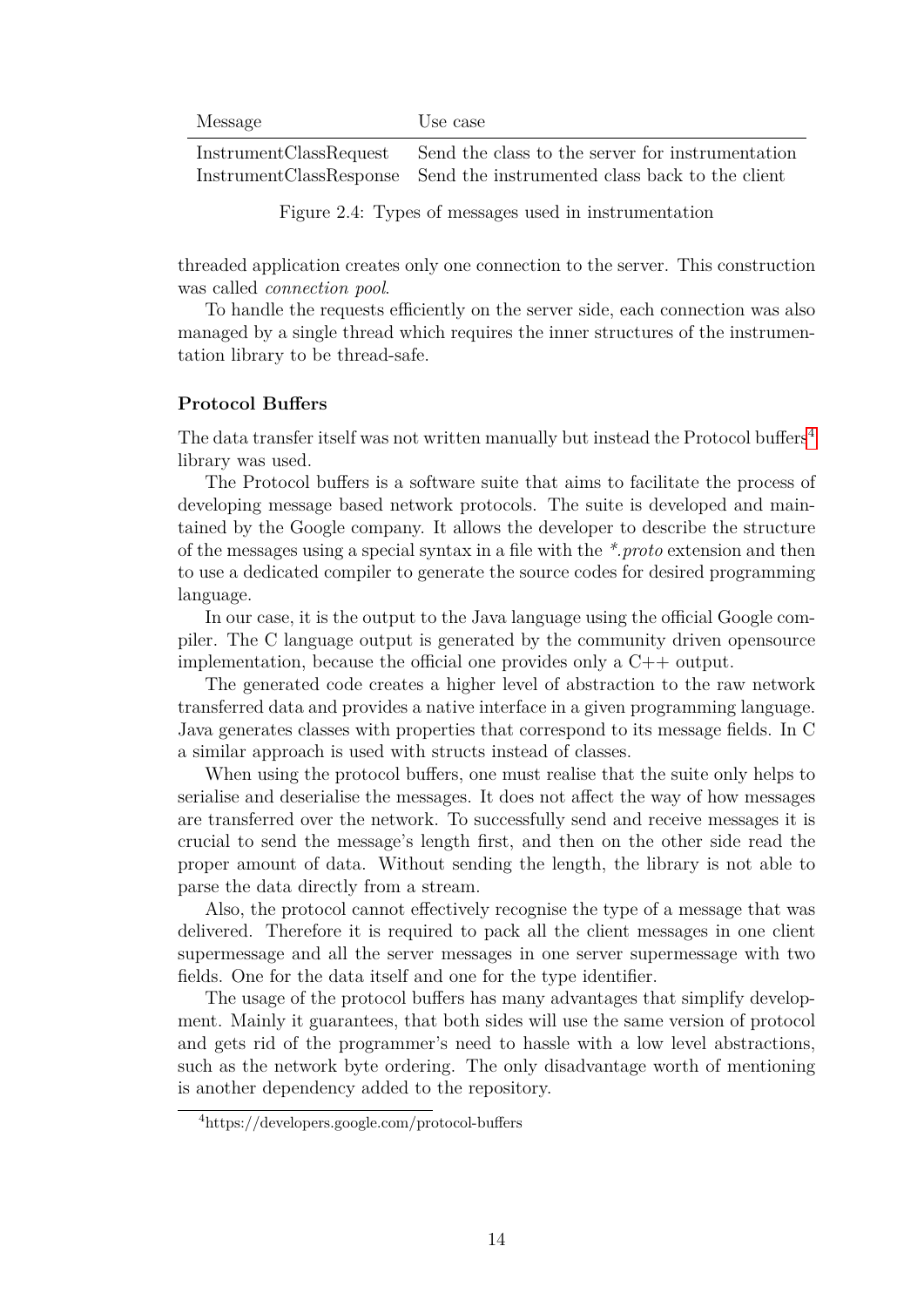| Message | Use case |
|---|---|
| InstrumentClassRequest | Send the class to the server for instrumentation |
| InstrumentClassResponse | Send the instrumented class back to the client |

Figure 2.4: Types of messages used in instrumentation

threaded application creates only one connection to the server. This construction was called *connection pool*.

To handle the requests efficiently on the server side, each connection was also managed by a single thread which requires the inner structures of the instrumentation library to be thread-safe.

### Protocol Buffers

The data transfer itself was not written manually but instead the Protocol buffers[4] library was used.

The Protocol buffers is a software suite that aims to facilitate the process of developing message based network protocols. The suite is developed and maintained by the Google company. It allows the developer to describe the structure of the messages using a special syntax in a file with the *\*.proto* extension and then to use a dedicated compiler to generate the source codes for desired programming language.

In our case, it is the output to the Java language using the official Google compiler. The C language output is generated by the community driven opensource implementation, because the official one provides only a C++ output.

The generated code creates a higher level of abstraction to the raw network transferred data and provides a native interface in a given programming language. Java generates classes with properties that correspond to its message fields. In C a similar approach is used with structs instead of classes.

When using the protocol buffers, one must realise that the suite only helps to serialise and deserialise the messages. It does not affect the way of how messages are transferred over the network. To successfully send and receive messages it is crucial to send the message's length first, and then on the other side read the proper amount of data. Without sending the length, the library is not able to parse the data directly from a stream.

Also, the protocol cannot effectively recognise the type of a message that was delivered. Therefore it is required to pack all the client messages in one client supermessage and all the server messages in one server supermessage with two fields. One for the data itself and one for the type identifier.

The usage of the protocol buffers has many advantages that simplify development. Mainly it guarantees, that both sides will use the same version of protocol and gets rid of the programmer's need to hassle with a low level abstractions, such as the network byte ordering. The only disadvantage worth of mentioning is another dependency added to the repository.

[4] https://developers.google.com/protocol-buffers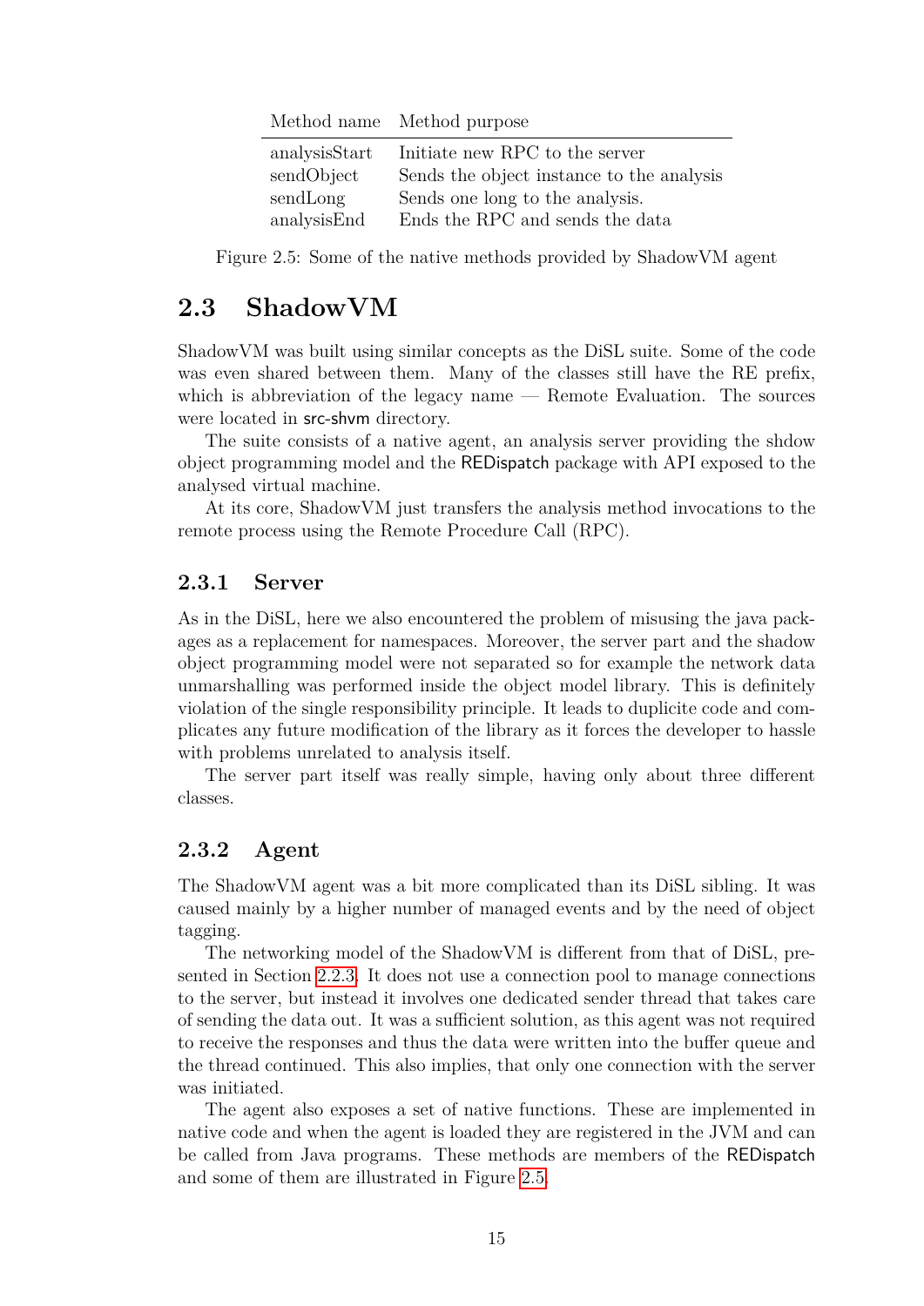| Method name | Method purpose |
|---|---|
| analysisStart | Initiate new RPC to the server |
| sendObject | Sends the object instance to the analysis |
| sendLong | Sends one long to the analysis. |
| analysisEnd | Ends the RPC and sends the data |

Figure 2.5: Some of the native methods provided by ShadowVM agent

## 2.3 ShadowVM

ShadowVM was built using similar concepts as the DiSL suite. Some of the code was even shared between them. Many of the classes still have the RE prefix, which is abbreviation of the legacy name — Remote Evaluation. The sources were located in src-shvm directory.

The suite consists of a native agent, an analysis server providing the shdow object programming model and the REDispatch package with API exposed to the analysed virtual machine.

At its core, ShadowVM just transfers the analysis method invocations to the remote process using the Remote Procedure Call (RPC).

### 2.3.1 Server

As in the DiSL, here we also encountered the problem of misusing the java packages as a replacement for namespaces. Moreover, the server part and the shadow object programming model were not separated so for example the network data unmarshalling was performed inside the object model library. This is definitely violation of the single responsibility principle. It leads to duplicite code and complicates any future modification of the library as it forces the developer to hassle with problems unrelated to analysis itself.

The server part itself was really simple, having only about three different classes.

### 2.3.2 Agent

The ShadowVM agent was a bit more complicated than its DiSL sibling. It was caused mainly by a higher number of managed events and by the need of object tagging.

The networking model of the ShadowVM is different from that of DiSL, presented in Section 2.2.3. It does not use a connection pool to manage connections to the server, but instead it involves one dedicated sender thread that takes care of sending the data out. It was a sufficient solution, as this agent was not required to receive the responses and thus the data were written into the buffer queue and the thread continued. This also implies, that only one connection with the server was initiated.

The agent also exposes a set of native functions. These are implemented in native code and when the agent is loaded they are registered in the JVM and can be called from Java programs. These methods are members of the REDispatch and some of them are illustrated in Figure 2.5.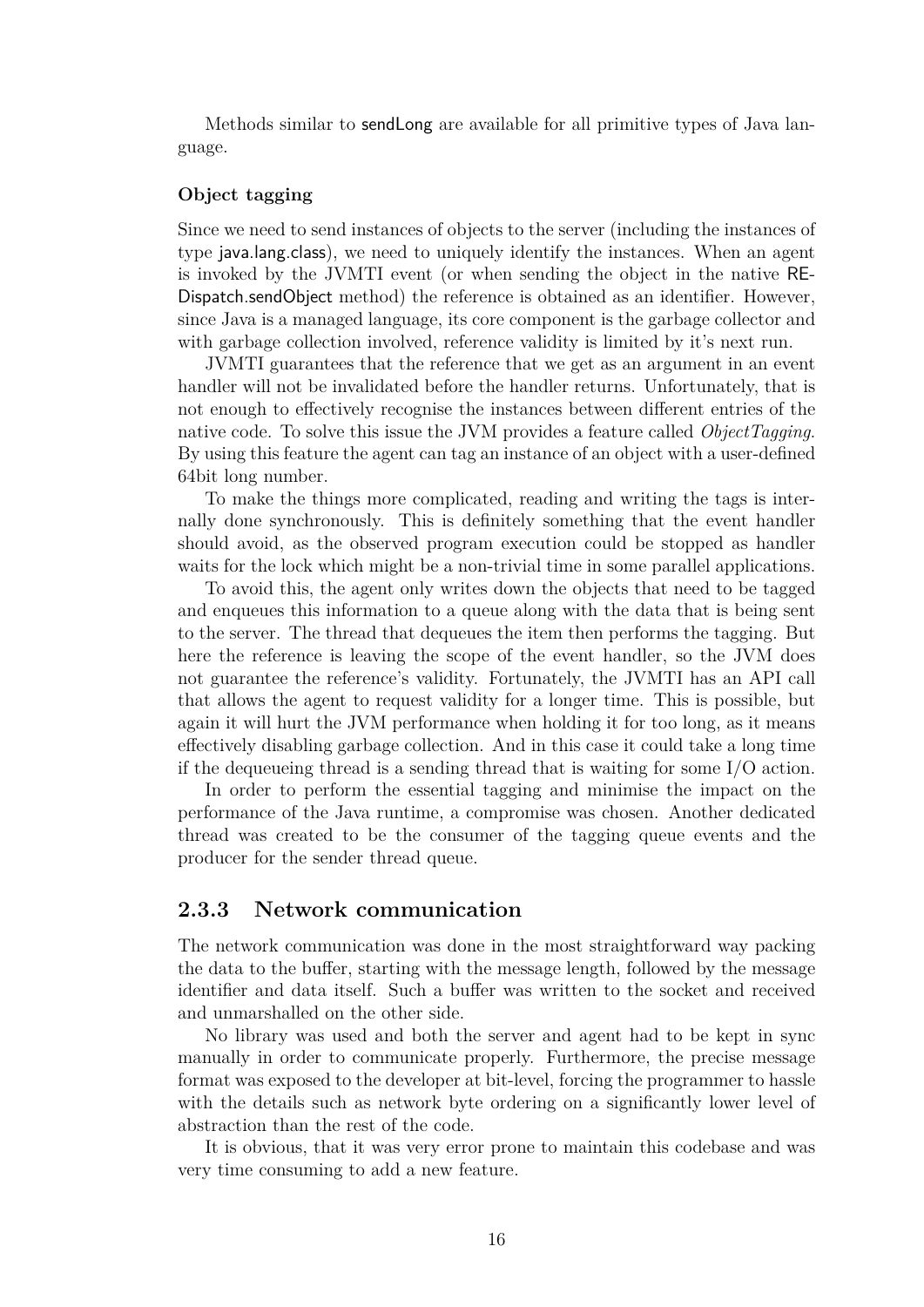Methods similar to sendLong are available for all primitive types of Java language.

#### Object tagging

Since we need to send instances of objects to the server (including the instances of type java.lang.class), we need to uniquely identify the instances. When an agent is invoked by the JVMTI event (or when sending the object in the native REDispatch.sendObject method) the reference is obtained as an identifier. However, since Java is a managed language, its core component is the garbage collector and with garbage collection involved, reference validity is limited by it's next run.

JVMTI guarantees that the reference that we get as an argument in an event handler will not be invalidated before the handler returns. Unfortunately, that is not enough to effectively recognise the instances between different entries of the native code. To solve this issue the JVM provides a feature called *ObjectTagging*. By using this feature the agent can tag an instance of an object with a user-defined 64bit long number.

To make the things more complicated, reading and writing the tags is internally done synchronously. This is definitely something that the event handler should avoid, as the observed program execution could be stopped as handler waits for the lock which might be a non-trivial time in some parallel applications.

To avoid this, the agent only writes down the objects that need to be tagged and enqueues this information to a queue along with the data that is being sent to the server. The thread that dequeues the item then performs the tagging. But here the reference is leaving the scope of the event handler, so the JVM does not guarantee the reference's validity. Fortunately, the JVMTI has an API call that allows the agent to request validity for a longer time. This is possible, but again it will hurt the JVM performance when holding it for too long, as it means effectively disabling garbage collection. And in this case it could take a long time if the dequeueing thread is a sending thread that is waiting for some I/O action.

In order to perform the essential tagging and minimise the impact on the performance of the Java runtime, a compromise was chosen. Another dedicated thread was created to be the consumer of the tagging queue events and the producer for the sender thread queue.

### 2.3.3 Network communication

The network communication was done in the most straightforward way packing the data to the buffer, starting with the message length, followed by the message identifier and data itself. Such a buffer was written to the socket and received and unmarshalled on the other side.

No library was used and both the server and agent had to be kept in sync manually in order to communicate properly. Furthermore, the precise message format was exposed to the developer at bit-level, forcing the programmer to hassle with the details such as network byte ordering on a significantly lower level of abstraction than the rest of the code.

It is obvious, that it was very error prone to maintain this codebase and was very time consuming to add a new feature.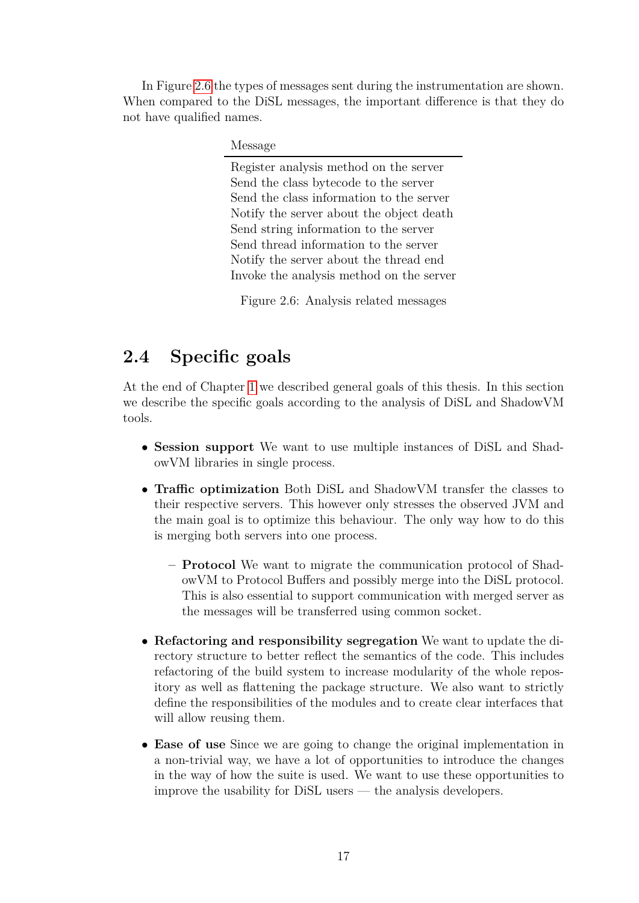In Figure 2.6 the types of messages sent during the instrumentation are shown. When compared to the DiSL messages, the important difference is that they do not have qualified names.

| Message |
| --- |
| Register analysis method on the server |
| Send the class bytecode to the server |
| Send the class information to the server |
| Notify the server about the object death |
| Send string information to the server |
| Send thread information to the server |
| Notify the server about the thread end |
| Invoke the analysis method on the server |

Figure 2.6: Analysis related messages

## 2.4 Specific goals

At the end of Chapter 1 we described general goals of this thesis. In this section we describe the specific goals according to the analysis of DiSL and ShadowVM tools.

- **Session support** We want to use multiple instances of DiSL and ShadowVM libraries in single process.
- **Traffic optimization** Both DiSL and ShadowVM transfer the classes to their respective servers. This however only stresses the observed JVM and the main goal is to optimize this behaviour. The only way how to do this is merging both servers into one process.
  - **Protocol** We want to migrate the communication protocol of ShadowVM to Protocol Buffers and possibly merge into the DiSL protocol. This is also essential to support communication with merged server as the messages will be transferred using common socket.
- **Refactoring and responsibility segregation** We want to update the directory structure to better reflect the semantics of the code. This includes refactoring of the build system to increase modularity of the whole repository as well as flattening the package structure. We also want to strictly define the responsibilities of the modules and to create clear interfaces that will allow reusing them.
- **Ease of use** Since we are going to change the original implementation in a non-trivial way, we have a lot of opportunities to introduce the changes in the way of how the suite is used. We want to use these opportunities to improve the usability for DiSL users — the analysis developers.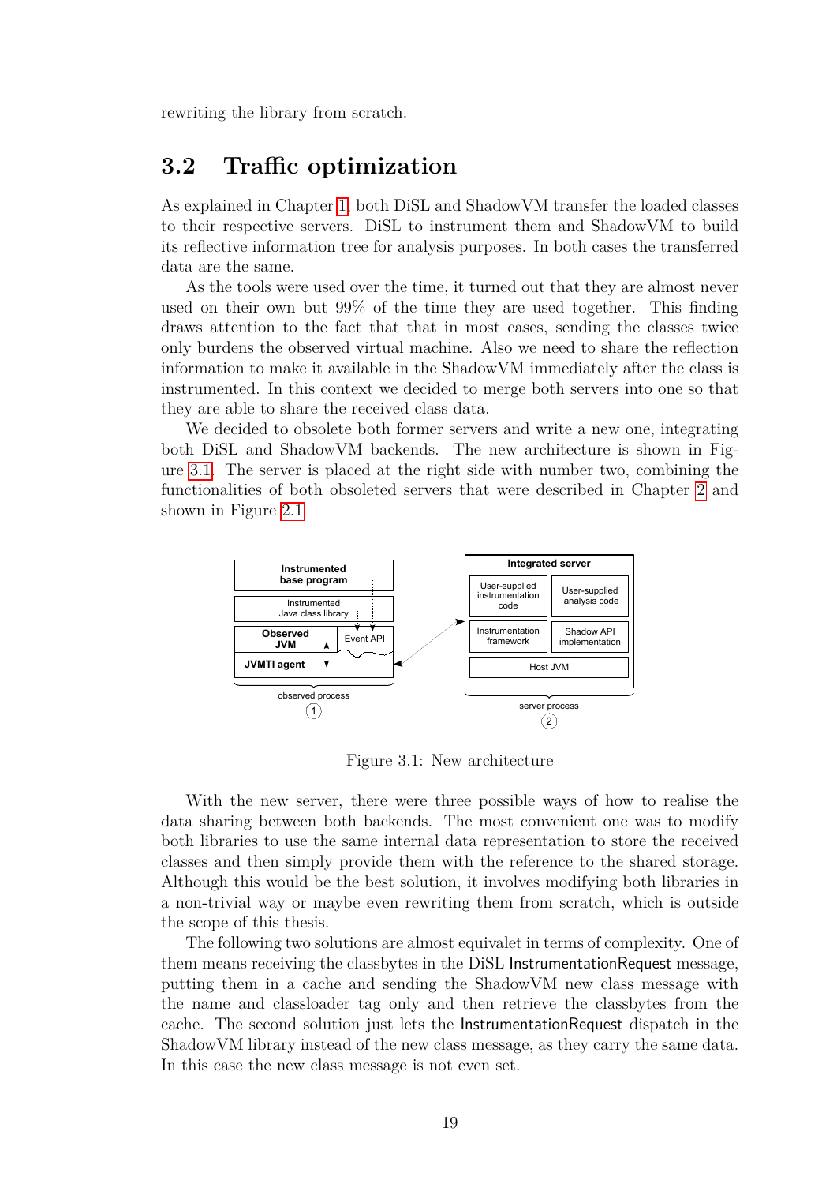rewriting the library from scratch.

## 3.2 Traffic optimization

As explained in Chapter 1, both DiSL and ShadowVM transfer the loaded classes to their respective servers. DiSL to instrument them and ShadowVM to build its reflective information tree for analysis purposes. In both cases the transferred data are the same.

As the tools were used over the time, it turned out that they are almost never used on their own but 99% of the time they are used together. This finding draws attention to the fact that that in most cases, sending the classes twice only burdens the observed virtual machine. Also we need to share the reflection information to make it available in the ShadowVM immediately after the class is instrumented. In this context we decided to merge both servers into one so that they are able to share the received class data.

We decided to obsolete both former servers and write a new one, integrating both DiSL and ShadowVM backends. The new architecture is shown in Figure 3.1. The server is placed at the right side with number two, combining the functionalities of both obsoleted servers that were described in Chapter 2 and shown in Figure 2.1.

Figure 3.1: New architecture

With the new server, there were three possible ways of how to realise the data sharing between both backends. The most convenient one was to modify both libraries to use the same internal data representation to store the received classes and then simply provide them with the reference to the shared storage. Although this would be the best solution, it involves modifying both libraries in a non-trivial way or maybe even rewriting them from scratch, which is outside the scope of this thesis.

The following two solutions are almost equivalet in terms of complexity. One of them means receiving the classbytes in the DiSL InstrumentationRequest message, putting them in a cache and sending the ShadowVM new class message with the name and classloader tag only and then retrieve the classbytes from the cache. The second solution just lets the InstrumentationRequest dispatch in the ShadowVM library instead of the new class message, as they carry the same data. In this case the new class message is not even set.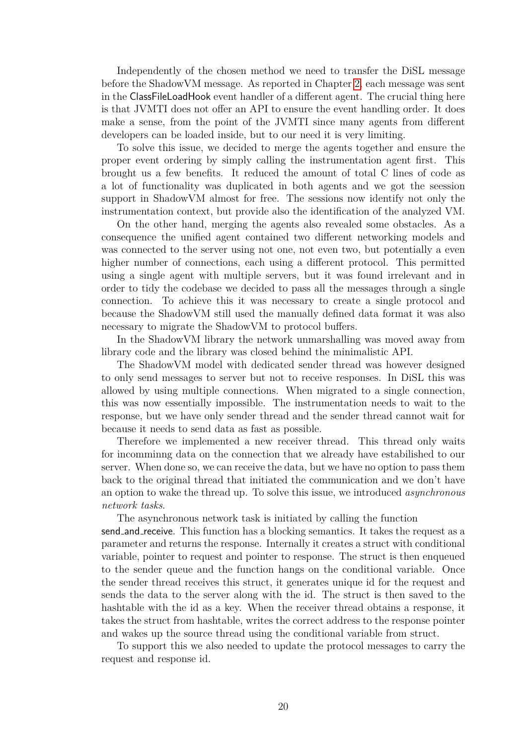Independently of the chosen method we need to transfer the DiSL message before the ShadowVM message. As reported in Chapter 2, each message was sent in the ClassFileLoadHook event handler of a different agent. The crucial thing here is that JVMTI does not offer an API to ensure the event handling order. It does make a sense, from the point of the JVMTI since many agents from different developers can be loaded inside, but to our need it is very limiting.

To solve this issue, we decided to merge the agents together and ensure the proper event ordering by simply calling the instrumentation agent first. This brought us a few benefits. It reduced the amount of total C lines of code as a lot of functionality was duplicated in both agents and we got the seession support in ShadowVM almost for free. The sessions now identify not only the instrumentation context, but provide also the identification of the analyzed VM.

On the other hand, merging the agents also revealed some obstacles. As a consequence the unified agent contained two different networking models and was connected to the server using not one, not even two, but potentially a even higher number of connections, each using a different protocol. This permitted using a single agent with multiple servers, but it was found irrelevant and in order to tidy the codebase we decided to pass all the messages through a single connection. To achieve this it was necessary to create a single protocol and because the ShadowVM still used the manually defined data format it was also necessary to migrate the ShadowVM to protocol buffers.

In the ShadowVM library the network unmarshalling was moved away from library code and the library was closed behind the minimalistic API.

The ShadowVM model with dedicated sender thread was however designed to only send messages to server but not to receive responses. In DiSL this was allowed by using multiple connections. When migrated to a single connection, this was now essentially impossible. The instrumentation needs to wait to the response, but we have only sender thread and the sender thread cannot wait for because it needs to send data as fast as possible.

Therefore we implemented a new receiver thread. This thread only waits for incomminng data on the connection that we already have estabilished to our server. When done so, we can receive the data, but we have no option to pass them back to the original thread that initiated the communication and we don't have an option to wake the thread up. To solve this issue, we introduced *asynchronous network tasks*.

The asynchronous network task is initiated by calling the function send_and_receive. This function has a blocking semantics. It takes the request as a parameter and returns the response. Internally it creates a struct with conditional variable, pointer to request and pointer to response. The struct is then enqueued to the sender queue and the function hangs on the conditional variable. Once the sender thread receives this struct, it generates unique id for the request and sends the data to the server along with the id. The struct is then saved to the hashtable with the id as a key. When the receiver thread obtains a response, it takes the struct from hashtable, writes the correct address to the response pointer and wakes up the source thread using the conditional variable from struct.

To support this we also needed to update the protocol messages to carry the request and response id.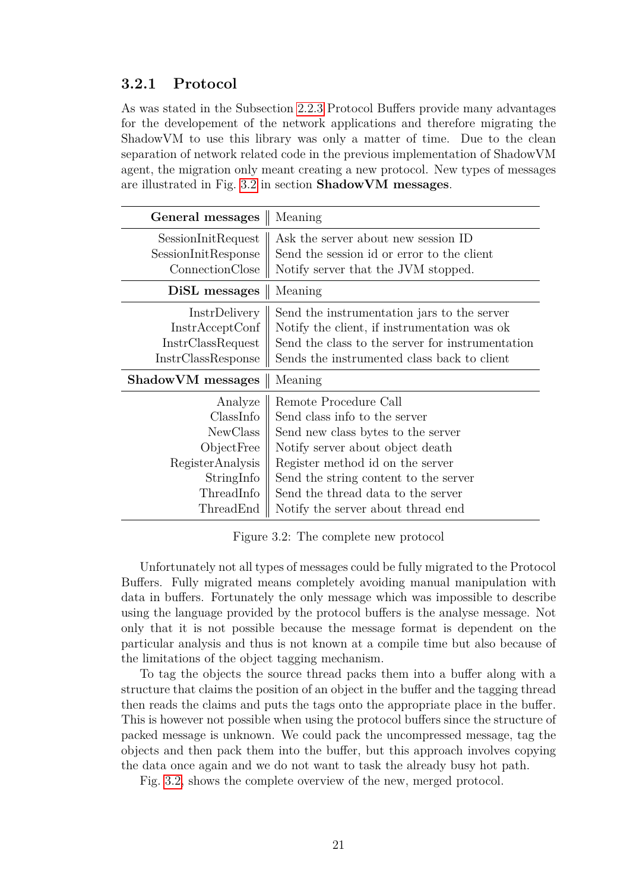### 3.2.1 Protocol

As was stated in the Subsection 2.2.3 Protocol Buffers provide many advantages for the developement of the network applications and therefore migrating the ShadowVM to use this library was only a matter of time. Due to the clean separation of network related code in the previous implementation of ShadowVM agent, the migration only meant creating a new protocol. New types of messages are illustrated in Fig. 3.2 in section **ShadowVM messages**.

| **General messages** | Meaning |
|---:|---|
| SessionInitRequest | Ask the server about new session ID |
| SessionInitResponse | Send the session id or error to the client |
| ConnectionClose | Notify server that the JVM stopped. |
| **DiSL messages** | Meaning |
| InstrDelivery | Send the instrumentation jars to the server |
| InstrAcceptConf | Notify the client, if instrumentation was ok |
| InstrClassRequest | Send the class to the server for instrumentation |
| InstrClassResponse | Sends the instrumented class back to client |
| **ShadowVM messages** | Meaning |
| Analyze | Remote Procedure Call |
| ClassInfo | Send class info to the server |
| NewClass | Send new class bytes to the server |
| ObjectFree | Notify server about object death |
| RegisterAnalysis | Register method id on the server |
| StringInfo | Send the string content to the server |
| ThreadInfo | Send the thread data to the server |
| ThreadEnd | Notify the server about thread end |

Figure 3.2: The complete new protocol

Unfortunately not all types of messages could be fully migrated to the Protocol Buffers. Fully migrated means completely avoiding manual manipulation with data in buffers. Fortunately the only message which was impossible to describe using the language provided by the protocol buffers is the analyse message. Not only that it is not possible because the message format is dependent on the particular analysis and thus is not known at a compile time but also because of the limitations of the object tagging mechanism.

To tag the objects the source thread packs them into a buffer along with a structure that claims the position of an object in the buffer and the tagging thread then reads the claims and puts the tags onto the appropriate place in the buffer. This is however not possible when using the protocol buffers since the structure of packed message is unknown. We could pack the uncompressed message, tag the objects and then pack them into the buffer, but this approach involves copying the data once again and we do not want to task the already busy hot path.

Fig. 3.2, shows the complete overview of the new, merged protocol.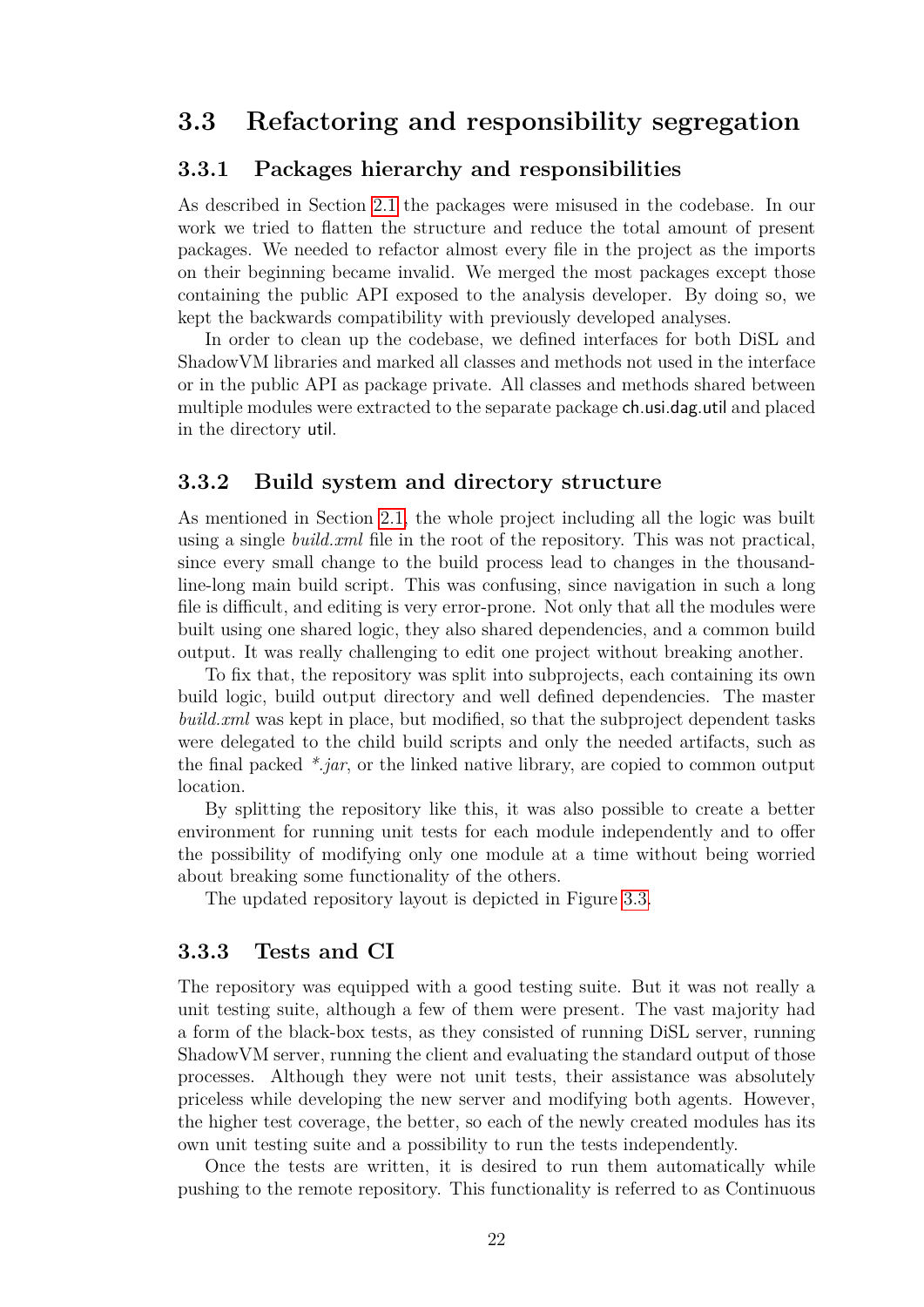## 3.3 Refactoring and responsibility segregation

### 3.3.1 Packages hierarchy and responsibilities

As described in Section 2.1 the packages were misused in the codebase. In our work we tried to flatten the structure and reduce the total amount of present packages. We needed to refactor almost every file in the project as the imports on their beginning became invalid. We merged the most packages except those containing the public API exposed to the analysis developer. By doing so, we kept the backwards compatibility with previously developed analyses.

In order to clean up the codebase, we defined interfaces for both DiSL and ShadowVM libraries and marked all classes and methods not used in the interface or in the public API as package private. All classes and methods shared between multiple modules were extracted to the separate package ch.usi.dag.util and placed in the directory util.

### 3.3.2 Build system and directory structure

As mentioned in Section 2.1, the whole project including all the logic was built using a single *build.xml* file in the root of the repository. This was not practical, since every small change to the build process lead to changes in the thousand-line-long main build script. This was confusing, since navigation in such a long file is difficult, and editing is very error-prone. Not only that all the modules were built using one shared logic, they also shared dependencies, and a common build output. It was really challenging to edit one project without breaking another.

To fix that, the repository was split into subprojects, each containing its own build logic, build output directory and well defined dependencies. The master *build.xml* was kept in place, but modified, so that the subproject dependent tasks were delegated to the child build scripts and only the needed artifacts, such as the final packed *\*.jar*, or the linked native library, are copied to common output location.

By splitting the repository like this, it was also possible to create a better environment for running unit tests for each module independently and to offer the possibility of modifying only one module at a time without being worried about breaking some functionality of the others.

The updated repository layout is depicted in Figure 3.3.

### 3.3.3 Tests and CI

The repository was equipped with a good testing suite. But it was not really a unit testing suite, although a few of them were present. The vast majority had a form of the black-box tests, as they consisted of running DiSL server, running ShadowVM server, running the client and evaluating the standard output of those processes. Although they were not unit tests, their assistance was absolutely priceless while developing the new server and modifying both agents. However, the higher test coverage, the better, so each of the newly created modules has its own unit testing suite and a possibility to run the tests independently.

Once the tests are written, it is desired to run them automatically while pushing to the remote repository. This functionality is referred to as Continuous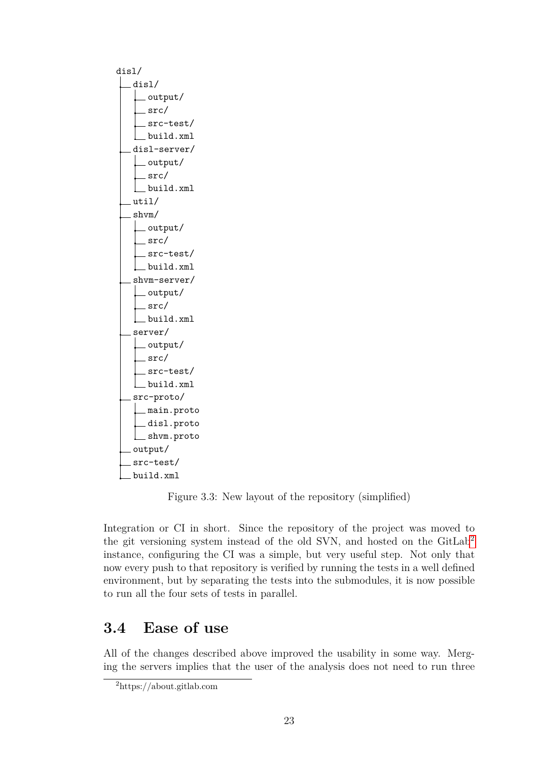```
disl/
├── disl/
│   ├── output/
│   ├── src/
│   ├── src-test/
│   └── build.xml
├── disl-server/
│   ├── output/
│   ├── src/
│   └── build.xml
├── util/
├── shvm/
│   ├── output/
│   ├── src/
│   ├── src-test/
│   └── build.xml
├── shvm-server/
│   ├── output/
│   ├── src/
│   └── build.xml
├── server/
│   ├── output/
│   ├── src/
│   ├── src-test/
│   └── build.xml
├── src-proto/
│   ├── main.proto
│   ├── disl.proto
│   └── shvm.proto
├── output/
├── src-test/
└── build.xml
```

Figure 3.3: New layout of the repository (simplified)

Integration or CI in short. Since the repository of the project was moved to the git versioning system instead of the old SVN, and hosted on the GitLab[2] instance, configuring the CI was a simple, but very useful step. Not only that now every push to that repository is verified by running the tests in a well defined environment, but by separating the tests into the submodules, it is now possible to run all the four sets of tests in parallel.

## 3.4 Ease of use

All of the changes described above improved the usability in some way. Merging the servers implies that the user of the analysis does not need to run three

[2] https://about.gitlab.com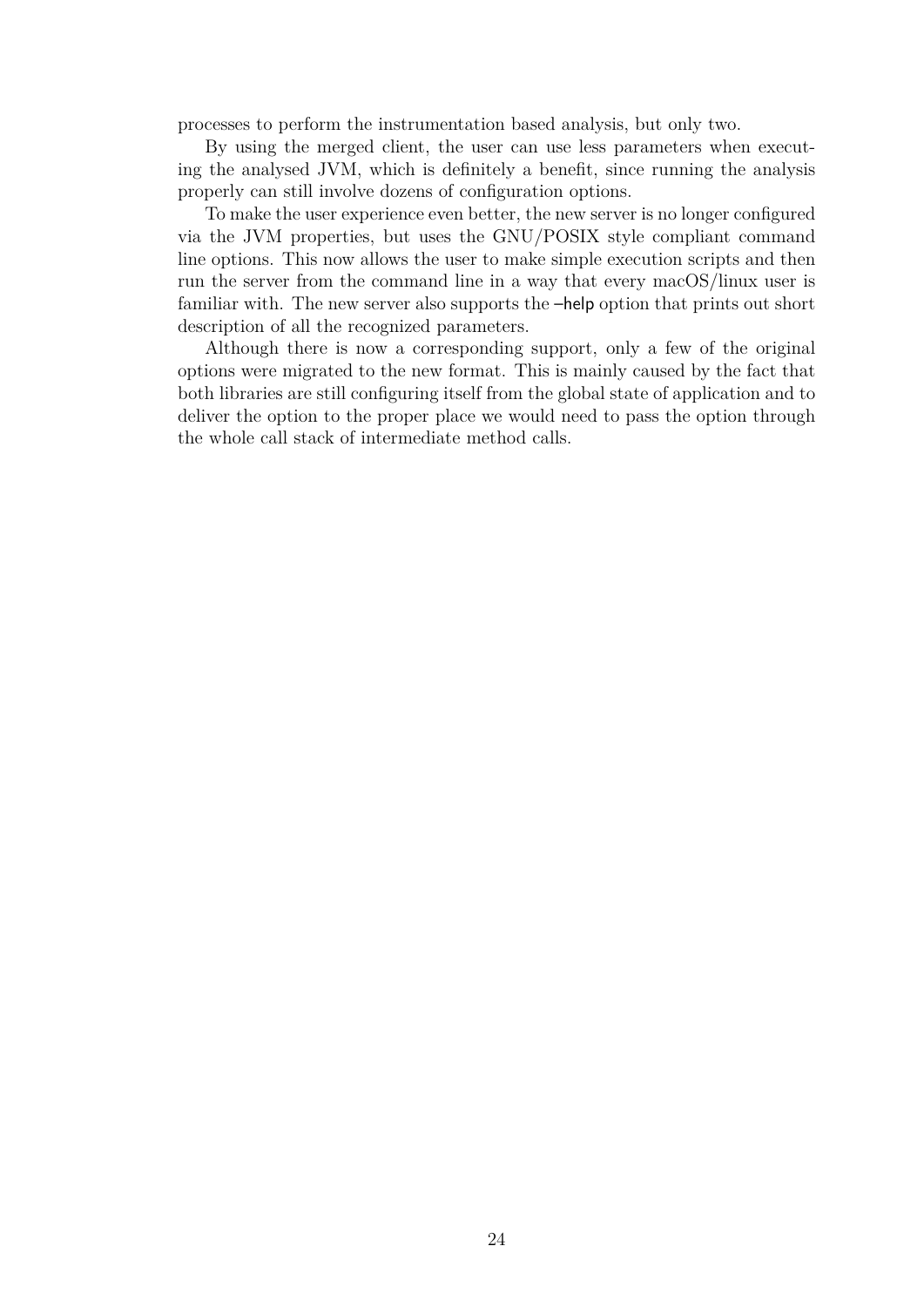processes to perform the instrumentation based analysis, but only two.

By using the merged client, the user can use less parameters when executing the analysed JVM, which is definitely a benefit, since running the analysis properly can still involve dozens of configuration options.

To make the user experience even better, the new server is no longer configured via the JVM properties, but uses the GNU/POSIX style compliant command line options. This now allows the user to make simple execution scripts and then run the server from the command line in a way that every macOS/linux user is familiar with. The new server also supports the –help option that prints out short description of all the recognized parameters.

Although there is now a corresponding support, only a few of the original options were migrated to the new format. This is mainly caused by the fact that both libraries are still configuring itself from the global state of application and to deliver the option to the proper place we would need to pass the option through the whole call stack of intermediate method calls.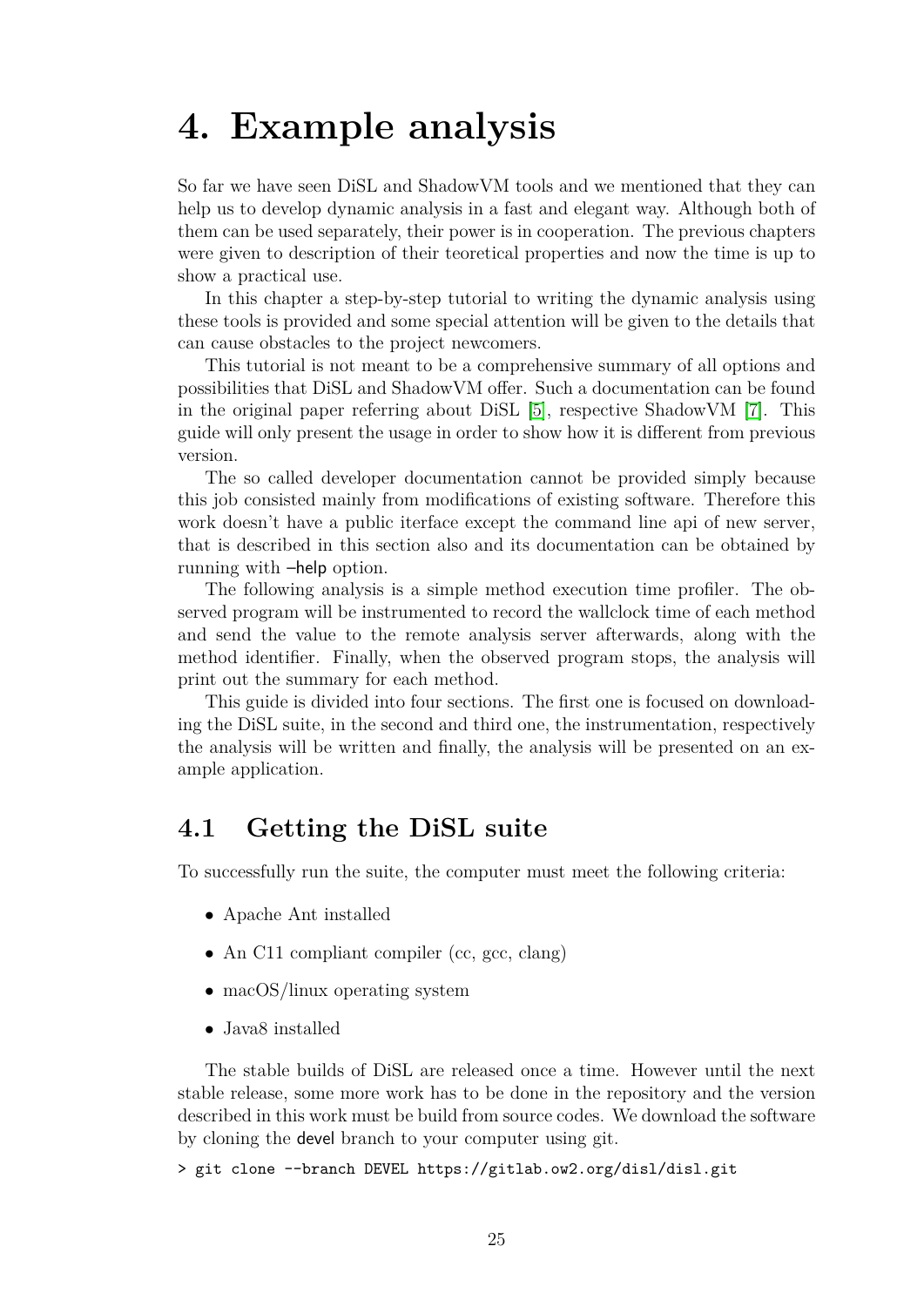# 4. Example analysis

So far we have seen DiSL and ShadowVM tools and we mentioned that they can help us to develop dynamic analysis in a fast and elegant way. Although both of them can be used separately, their power is in cooperation. The previous chapters were given to description of their teoretical properties and now the time is up to show a practical use.

In this chapter a step-by-step tutorial to writing the dynamic analysis using these tools is provided and some special attention will be given to the details that can cause obstacles to the project newcomers.

This tutorial is not meant to be a comprehensive summary of all options and possibilities that DiSL and ShadowVM offer. Such a documentation can be found in the original paper referring about DiSL [5], respective ShadowVM [7]. This guide will only present the usage in order to show how it is different from previous version.

The so called developer documentation cannot be provided simply because this job consisted mainly from modifications of existing software. Therefore this work doesn't have a public iterface except the command line api of new server, that is described in this section also and its documentation can be obtained by running with –help option.

The following analysis is a simple method execution time profiler. The observed program will be instrumented to record the wallclock time of each method and send the value to the remote analysis server afterwards, along with the method identifier. Finally, when the observed program stops, the analysis will print out the summary for each method.

This guide is divided into four sections. The first one is focused on downloading the DiSL suite, in the second and third one, the instrumentation, respectively the analysis will be written and finally, the analysis will be presented on an example application.

## 4.1 Getting the DiSL suite

To successfully run the suite, the computer must meet the following criteria:

- Apache Ant installed
- An C11 compliant compiler (cc, gcc, clang)
- macOS/linux operating system
- Java8 installed

The stable builds of DiSL are released once a time. However until the next stable release, some more work has to be done in the repository and the version described in this work must be build from source codes. We download the software by cloning the devel branch to your computer using git.

```
> git clone --branch DEVEL https://gitlab.ow2.org/disl/disl.git
```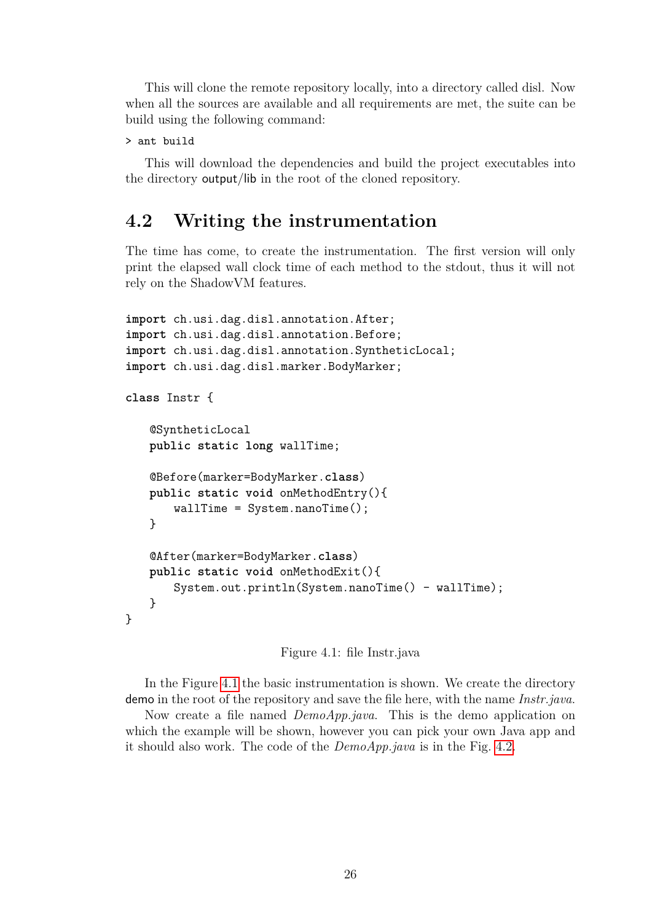This will clone the remote repository locally, into a directory called disl. Now when all the sources are available and all requirements are met, the suite can be build using the following command:

```
> ant build
```

This will download the dependencies and build the project executables into the directory output/lib in the root of the cloned repository.

## 4.2 Writing the instrumentation

The time has come, to create the instrumentation. The first version will only print the elapsed wall clock time of each method to the stdout, thus it will not rely on the ShadowVM features.

```java
import ch.usi.dag.disl.annotation.After;
import ch.usi.dag.disl.annotation.Before;
import ch.usi.dag.disl.annotation.SyntheticLocal;
import ch.usi.dag.disl.marker.BodyMarker;

class Instr {

    @SyntheticLocal
    public static long wallTime;

    @Before(marker=BodyMarker.class)
    public static void onMethodEntry(){
        wallTime = System.nanoTime();
    }

    @After(marker=BodyMarker.class)
    public static void onMethodExit(){
        System.out.println(System.nanoTime() - wallTime);
    }
}
```

Figure 4.1: file Instr.java

In the Figure 4.1 the basic instrumentation is shown. We create the directory demo in the root of the repository and save the file here, with the name *Instr.java*.

Now create a file named *DemoApp.java*. This is the demo application on which the example will be shown, however you can pick your own Java app and it should also work. The code of the *DemoApp.java* is in the Fig. 4.2.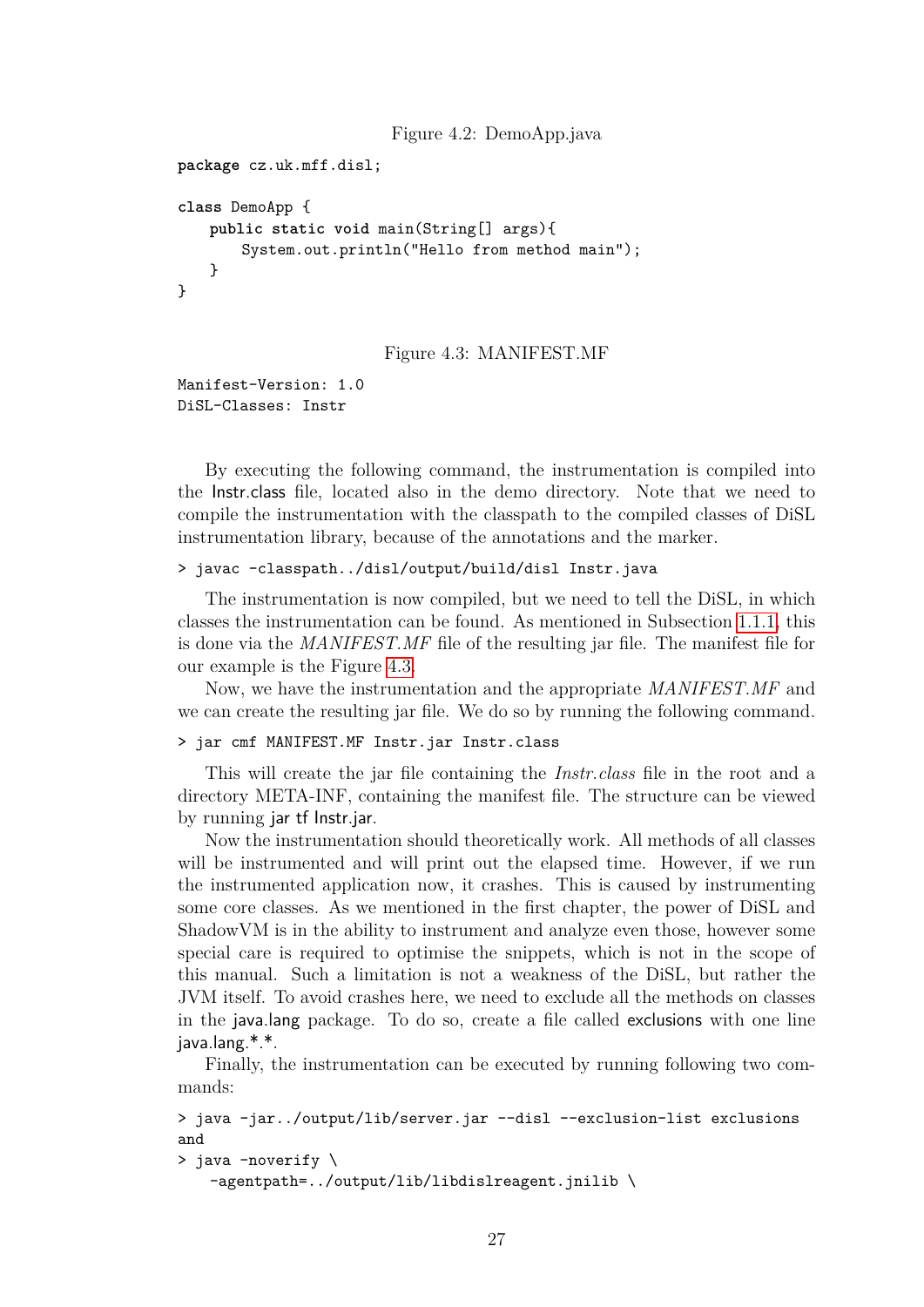Figure 4.2: DemoApp.java

```
package cz.uk.mff.disl;

class DemoApp {
    public static void main(String[] args){
        System.out.println("Hello from method main");
    }
}
```

Figure 4.3: MANIFEST.MF

```
Manifest-Version: 1.0
DiSL-Classes: Instr
```

By executing the following command, the instrumentation is compiled into the Instr.class file, located also in the demo directory. Note that we need to compile the instrumentation with the classpath to the compiled classes of DiSL instrumentation library, because of the annotations and the marker.

```
> javac -classpath../disl/output/build/disl Instr.java
```

The instrumentation is now compiled, but we need to tell the DiSL, in which classes the instrumentation can be found. As mentioned in Subsection 1.1.1, this is done via the *MANIFEST.MF* file of the resulting jar file. The manifest file for our example is the Figure 4.3.

Now, we have the instrumentation and the appropriate *MANIFEST.MF* and we can create the resulting jar file. We do so by running the following command.

```
> jar cmf MANIFEST.MF Instr.jar Instr.class
```

This will create the jar file containing the *Instr.class* file in the root and a directory META-INF, containing the manifest file. The structure can be viewed by running jar tf Instr.jar.

Now the instrumentation should theoretically work. All methods of all classes will be instrumented and will print out the elapsed time. However, if we run the instrumented application now, it crashes. This is caused by instrumenting some core classes. As we mentioned in the first chapter, the power of DiSL and ShadowVM is in the ability to instrument and analyze even those, however some special care is required to optimise the snippets, which is not in the scope of this manual. Such a limitation is not a weakness of the DiSL, but rather the JVM itself. To avoid crashes here, we need to exclude all the methods on classes in the java.lang package. To do so, create a file called exclusions with one line java.lang.*.*.

Finally, the instrumentation can be executed by running following two commands:

```
> java -jar../output/lib/server.jar --disl --exclusion-list exclusions
```

and

```
> java -noverify \
    -agentpath=../output/lib/libdislreagent.jnilib \
```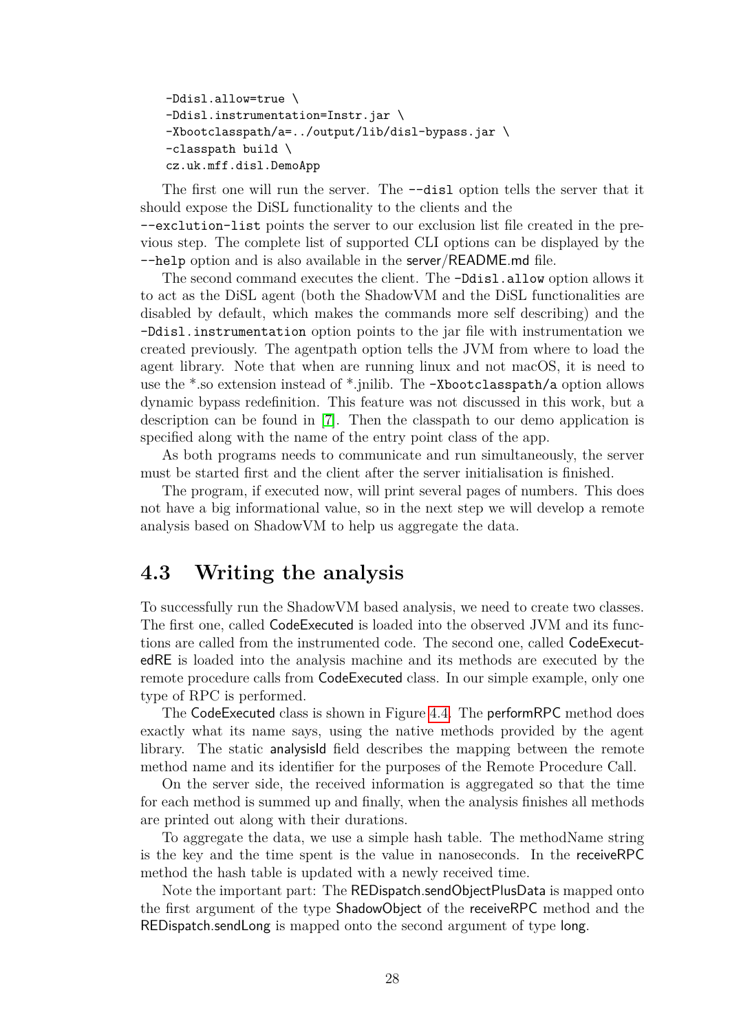```
-Ddisl.allow=true \
-Ddisl.instrumentation=Instr.jar \
-Xbootclasspath/a=../output/lib/disl-bypass.jar \
-classpath build \
cz.uk.mff.disl.DemoApp
```

The first one will run the server. The `--disl` option tells the server that it should expose the DiSL functionality to the clients and the `--exclution-list` points the server to our exclusion list file created in the previous step. The complete list of supported CLI options can be displayed by the `--help` option and is also available in the server/README.md file.

The second command executes the client. The `-Ddisl.allow` option allows it to act as the DiSL agent (both the ShadowVM and the DiSL functionalities are disabled by default, which makes the commands more self describing) and the `-Ddisl.instrumentation` option points to the jar file with instrumentation we created previously. The agentpath option tells the JVM from where to load the agent library. Note that when are running linux and not macOS, it is need to use the *.so extension instead of *.jnilib. The `-Xbootclasspath/a` option allows dynamic bypass redefinition. This feature was not discussed in this work, but a description can be found in [7]. Then the classpath to our demo application is specified along with the name of the entry point class of the app.

As both programs needs to communicate and run simultaneously, the server must be started first and the client after the server initialisation is finished.

The program, if executed now, will print several pages of numbers. This does not have a big informational value, so in the next step we will develop a remote analysis based on ShadowVM to help us aggregate the data.

## 4.3 Writing the analysis

To successfully run the ShadowVM based analysis, we need to create two classes. The first one, called CodeExecuted is loaded into the observed JVM and its functions are called from the instrumented code. The second one, called CodeExecutedRE is loaded into the analysis machine and its methods are executed by the remote procedure calls from CodeExecuted class. In our simple example, only one type of RPC is performed.

The CodeExecuted class is shown in Figure 4.4. The performRPC method does exactly what its name says, using the native methods provided by the agent library. The static analysisId field describes the mapping between the remote method name and its identifier for the purposes of the Remote Procedure Call.

On the server side, the received information is aggregated so that the time for each method is summed up and finally, when the analysis finishes all methods are printed out along with their durations.

To aggregate the data, we use a simple hash table. The methodName string is the key and the time spent is the value in nanoseconds. In the receiveRPC method the hash table is updated with a newly received time.

Note the important part: The REDispatch.sendObjectPlusData is mapped onto the first argument of the type ShadowObject of the receiveRPC method and the REDispatch.sendLong is mapped onto the second argument of type long.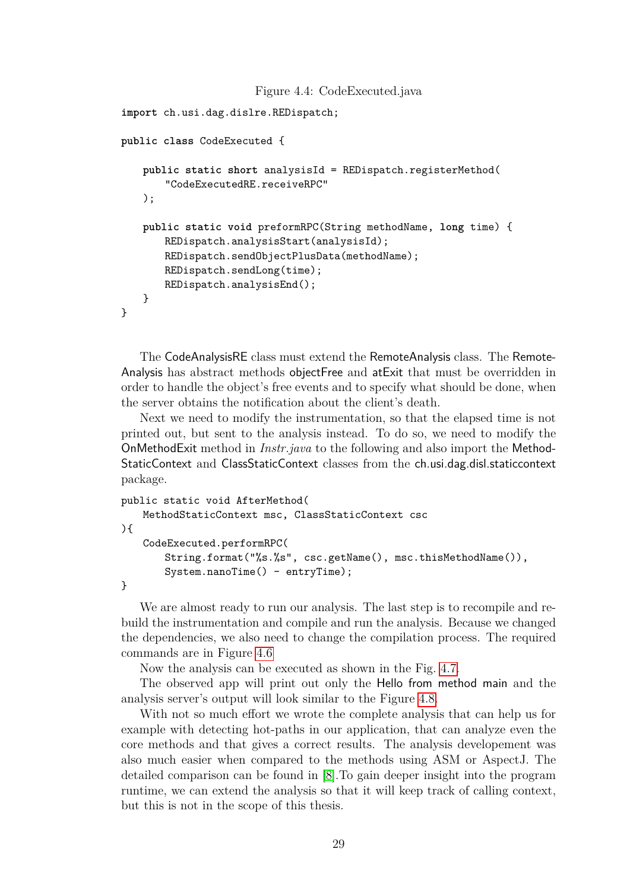Figure 4.4: CodeExecuted.java

```
import ch.usi.dag.dislre.REDispatch;

public class CodeExecuted {

    public static short analysisId = REDispatch.registerMethod(
        "CodeExecutedRE.receiveRPC"
    );

    public static void preformRPC(String methodName, long time) {
        REDispatch.analysisStart(analysisId);
        REDispatch.sendObjectPlusData(methodName);
        REDispatch.sendLong(time);
        REDispatch.analysisEnd();
    }
}
```

The CodeAnalysisRE class must extend the RemoteAnalysis class. The RemoteAnalysis has abstract methods objectFree and atExit that must be overridden in order to handle the object's free events and to specify what should be done, when the server obtains the notification about the client's death.

Next we need to modify the instrumentation, so that the elapsed time is not printed out, but sent to the analysis instead. To do so, we need to modify the OnMethodExit method in *Instr.java* to the following and also import the MethodStaticContext and ClassStaticContext classes from the ch.usi.dag.disl.staticcontext package.

```
public static void AfterMethod(
    MethodStaticContext msc, ClassStaticContext csc
){
    CodeExecuted.performRPC(
        String.format("%s.%s", csc.getName(), msc.thisMethodName()),
        System.nanoTime() - entryTime);
}
```

We are almost ready to run our analysis. The last step is to recompile and rebuild the instrumentation and compile and run the analysis. Because we changed the dependencies, we also need to change the compilation process. The required commands are in Figure 4.6

Now the analysis can be executed as shown in the Fig. 4.7.

The observed app will print out only the Hello from method main and the analysis server's output will look similar to the Figure 4.8.

With not so much effort we wrote the complete analysis that can help us for example with detecting hot-paths in our application, that can analyze even the core methods and that gives a correct results. The analysis developement was also much easier when compared to the methods using ASM or AspectJ. The detailed comparison can be found in [8].To gain deeper insight into the program runtime, we can extend the analysis so that it will keep track of calling context, but this is not in the scope of this thesis.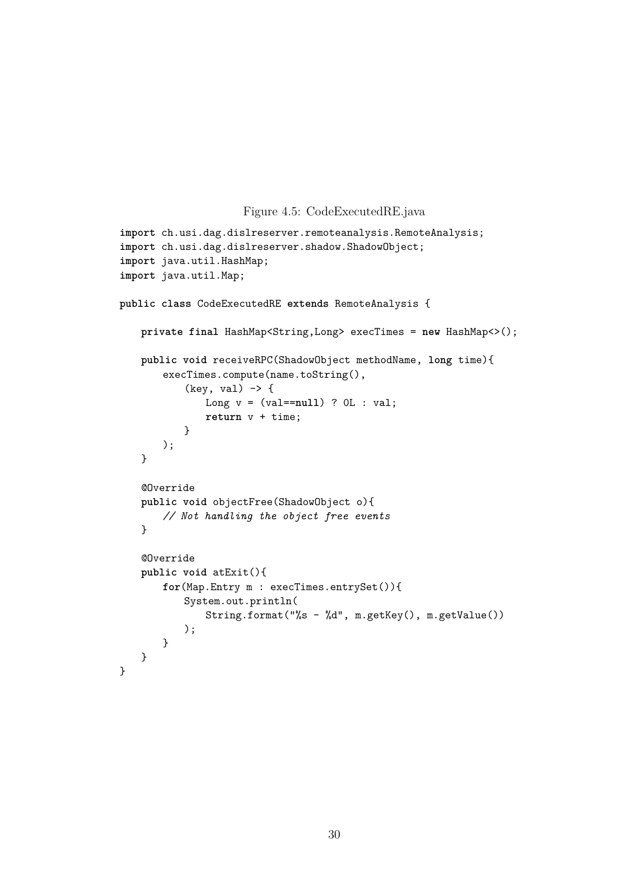Figure 4.5: CodeExecutedRE.java

```
import ch.usi.dag.dislreserver.remoteanalysis.RemoteAnalysis;
import ch.usi.dag.dislreserver.shadow.ShadowObject;
import java.util.HashMap;
import java.util.Map;

public class CodeExecutedRE extends RemoteAnalysis {

    private final HashMap<String,Long> execTimes = new HashMap<>();

    public void receiveRPC(ShadowObject methodName, long time){
        execTimes.compute(name.toString(),
            (key, val) -> {
                Long v = (val==null) ? 0L : val;
                return v + time;
            }
        );
    }

    @Override
    public void objectFree(ShadowObject o){
        // Not handling the object free events
    }

    @Override
    public void atExit(){
        for(Map.Entry m : execTimes.entrySet()){
            System.out.println(
                String.format("%s - %d", m.getKey(), m.getValue())
            );
        }
    }
}
```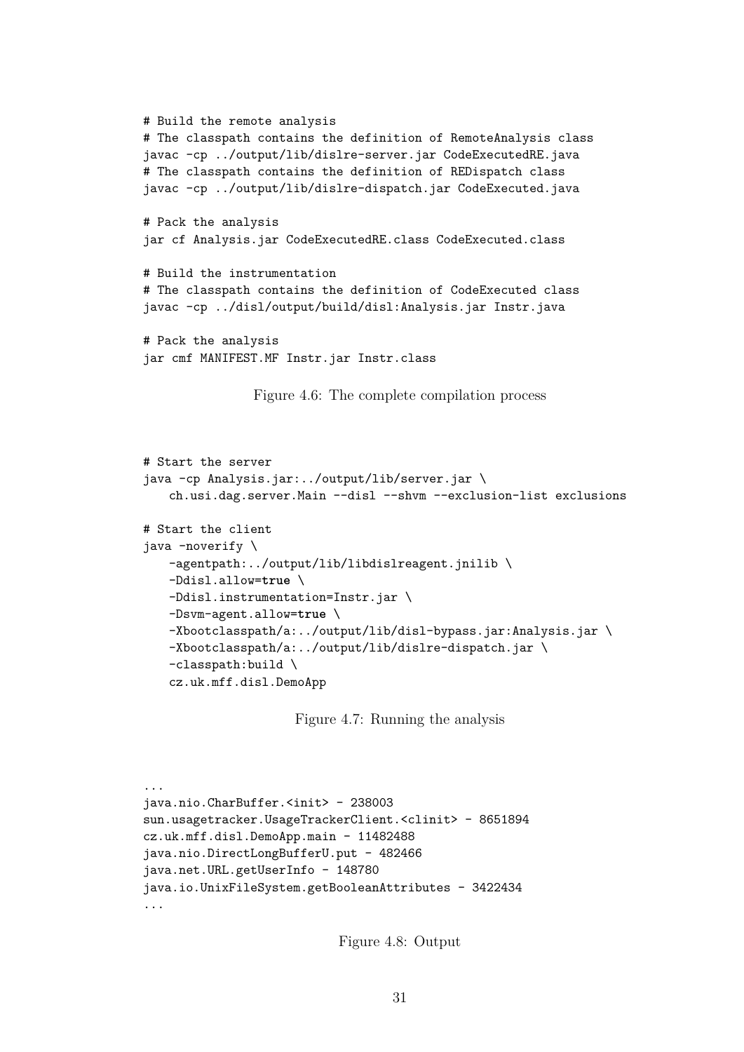```
# Build the remote analysis
# The classpath contains the definition of RemoteAnalysis class
javac -cp ../output/lib/dislre-server.jar CodeExecutedRE.java
# The classpath contains the definition of REDispatch class
javac -cp ../output/lib/dislre-dispatch.jar CodeExecuted.java

# Pack the analysis
jar cf Analysis.jar CodeExecutedRE.class CodeExecuted.class

# Build the instrumentation
# The classpath contains the definition of CodeExecuted class
javac -cp ../disl/output/build/disl:Analysis.jar Instr.java

# Pack the analysis
jar cmf MANIFEST.MF Instr.jar Instr.class
```

Figure 4.6: The complete compilation process

```
# Start the server
java -cp Analysis.jar:../output/lib/server.jar \
    ch.usi.dag.server.Main --disl --shvm --exclusion-list exclusions

# Start the client
java -noverify \
    -agentpath:../output/lib/libdislreagent.jnilib \
    -Ddisl.allow=true \
    -Ddisl.instrumentation=Instr.jar \
    -Dsvm-agent.allow=true \
    -Xbootclasspath/a:../output/lib/disl-bypass.jar:Analysis.jar \
    -Xbootclasspath/a:../output/lib/dislre-dispatch.jar \
    -classpath:build \
    cz.uk.mff.disl.DemoApp
```

Figure 4.7: Running the analysis

```
...
java.nio.CharBuffer.<init> - 238003
sun.usagetracker.UsageTrackerClient.<clinit> - 8651894
cz.uk.mff.disl.DemoApp.main - 11482488
java.nio.DirectLongBufferU.put - 482466
java.net.URL.getUserInfo - 148780
java.io.UnixFileSystem.getBooleanAttributes - 3422434
...
```

Figure 4.8: Output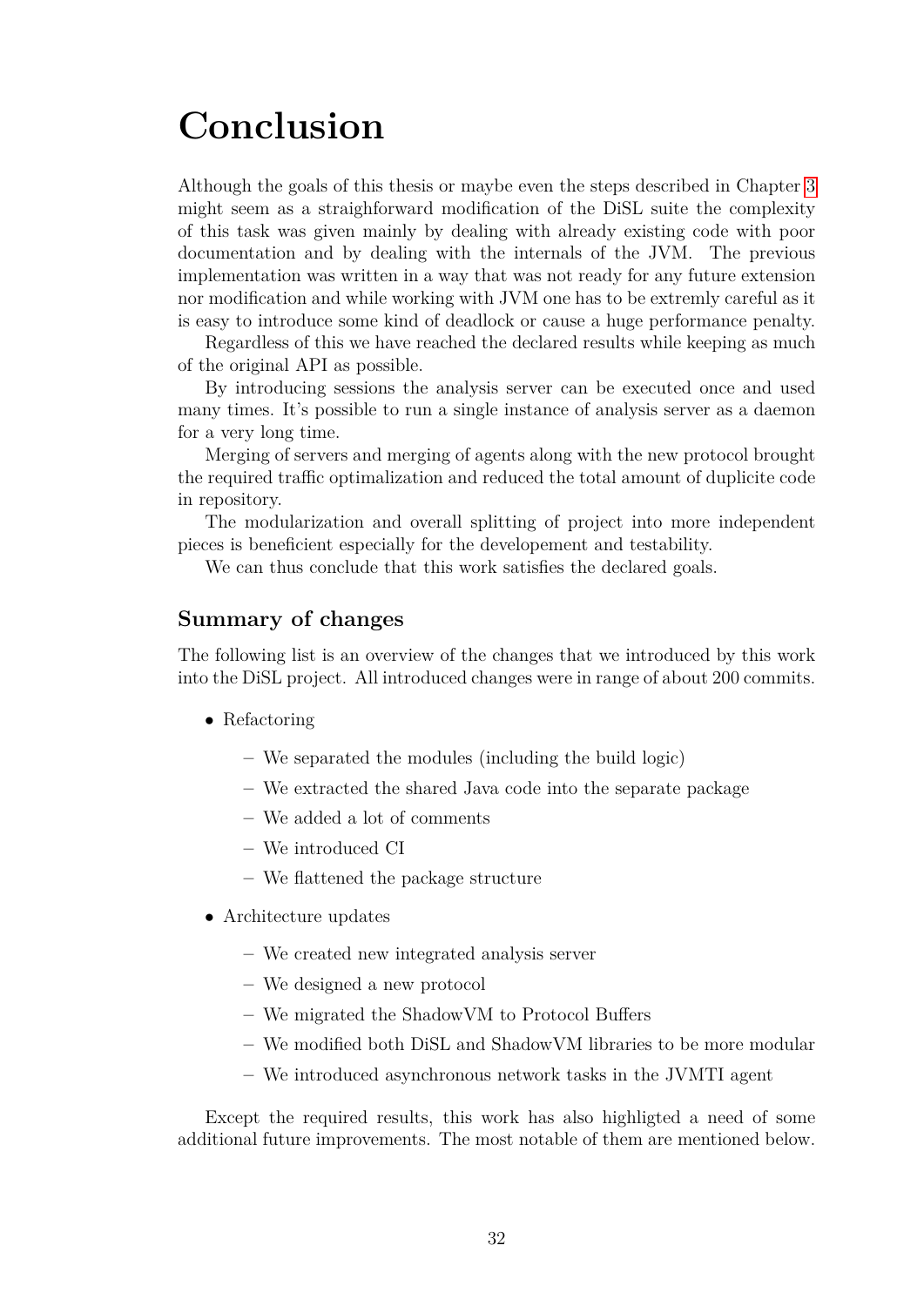# Conclusion

Although the goals of this thesis or maybe even the steps described in Chapter 3 might seem as a straighforward modification of the DiSL suite the complexity of this task was given mainly by dealing with already existing code with poor documentation and by dealing with the internals of the JVM. The previous implementation was written in a way that was not ready for any future extension nor modification and while working with JVM one has to be extremly careful as it is easy to introduce some kind of deadlock or cause a huge performance penalty.

Regardless of this we have reached the declared results while keeping as much of the original API as possible.

By introducing sessions the analysis server can be executed once and used many times. It's possible to run a single instance of analysis server as a daemon for a very long time.

Merging of servers and merging of agents along with the new protocol brought the required traffic optimalization and reduced the total amount of duplicite code in repository.

The modularization and overall splitting of project into more independent pieces is beneficient especially for the developement and testability.

We can thus conclude that this work satisfies the declared goals.

## Summary of changes

The following list is an overview of the changes that we introduced by this work into the DiSL project. All introduced changes were in range of about 200 commits.

- Refactoring
  - We separated the modules (including the build logic)
  - We extracted the shared Java code into the separate package
  - We added a lot of comments
  - We introduced CI
  - We flattened the package structure
- Architecture updates
  - We created new integrated analysis server
  - We designed a new protocol
  - We migrated the ShadowVM to Protocol Buffers
  - We modified both DiSL and ShadowVM libraries to be more modular
  - We introduced asynchronous network tasks in the JVMTI agent

Except the required results, this work has also highligted a need of some additional future improvements. The most notable of them are mentioned below.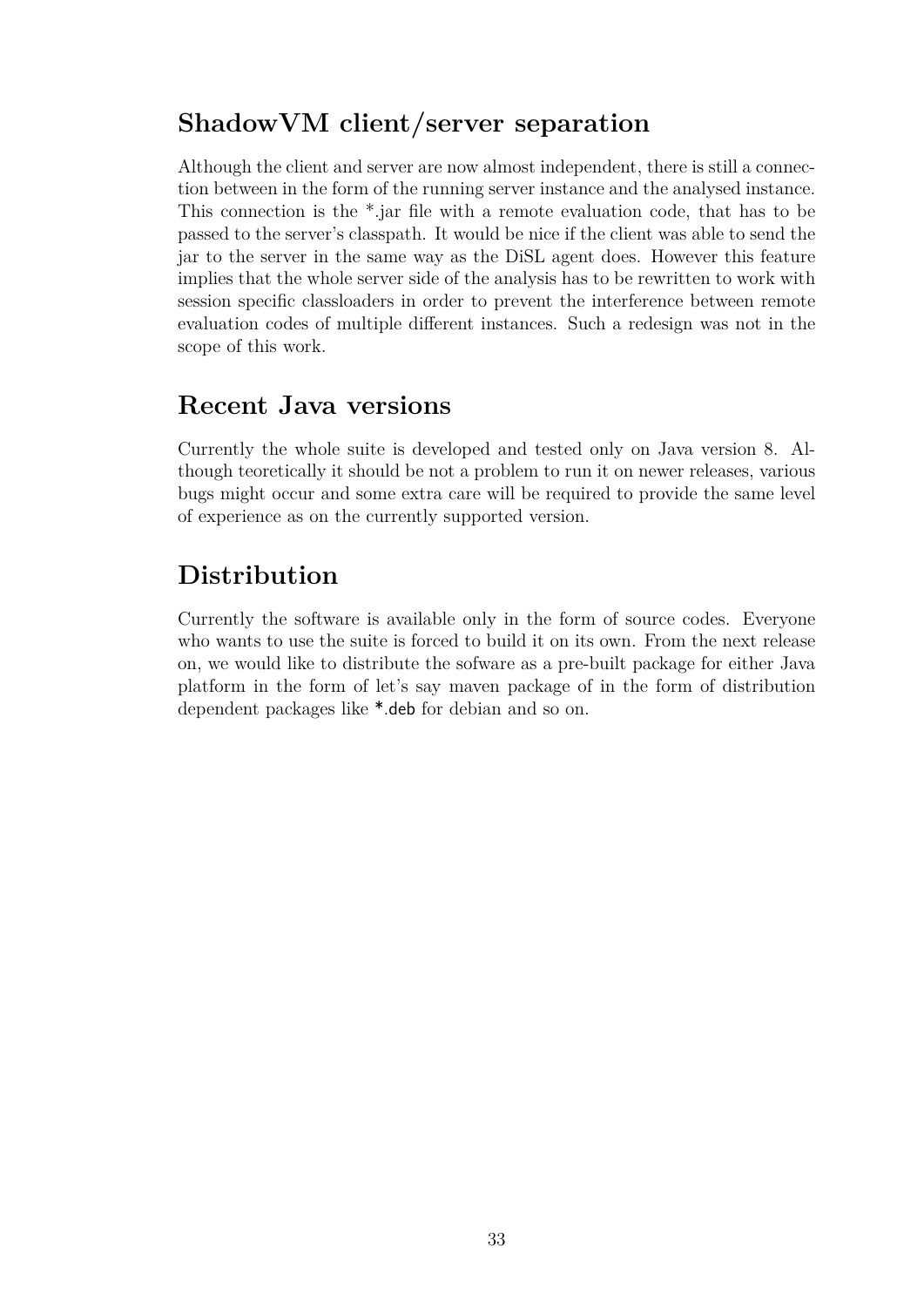## ShadowVM client/server separation

Although the client and server are now almost independent, there is still a connection between in the form of the running server instance and the analysed instance. This connection is the *.jar file with a remote evaluation code, that has to be passed to the server's classpath. It would be nice if the client was able to send the jar to the server in the same way as the DiSL agent does. However this feature implies that the whole server side of the analysis has to be rewritten to work with session specific classloaders in order to prevent the interference between remote evaluation codes of multiple different instances. Such a redesign was not in the scope of this work.

## Recent Java versions

Currently the whole suite is developed and tested only on Java version 8. Although teoretically it should be not a problem to run it on newer releases, various bugs might occur and some extra care will be required to provide the same level of experience as on the currently supported version.

## Distribution

Currently the software is available only in the form of source codes. Everyone who wants to use the suite is forced to build it on its own. From the next release on, we would like to distribute the sofware as a pre-built package for either Java platform in the form of let's say maven package of in the form of distribution dependent packages like `*.deb` for debian and so on.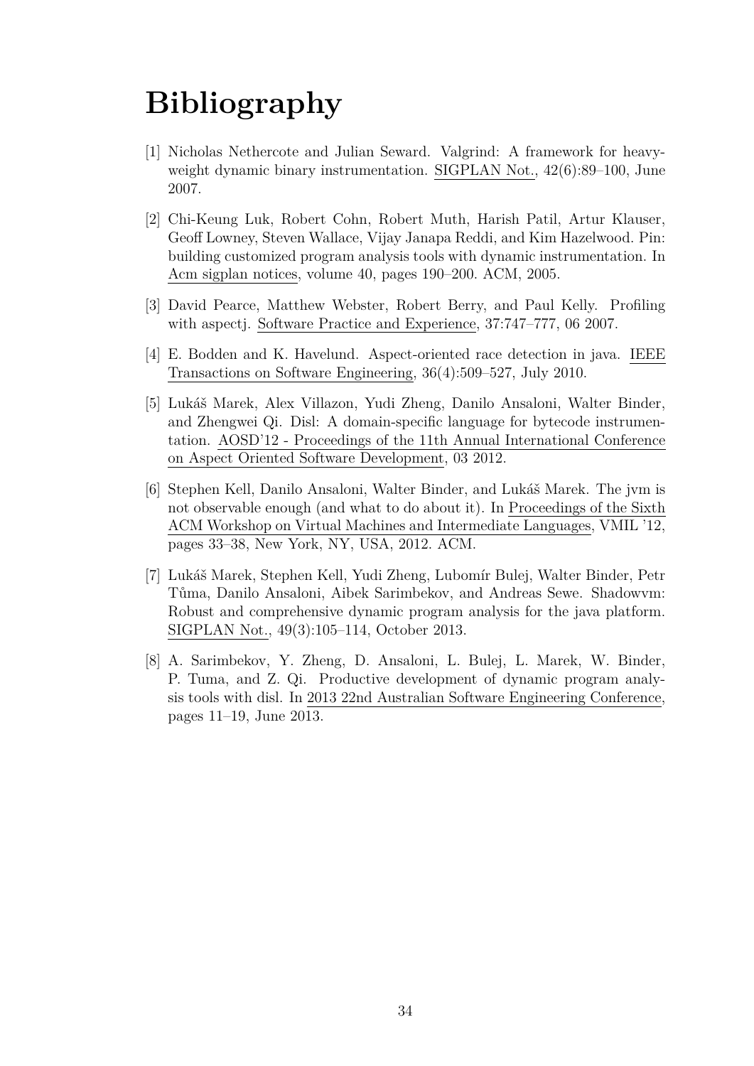# Bibliography

[1] Nicholas Nethercote and Julian Seward. Valgrind: A framework for heavyweight dynamic binary instrumentation. SIGPLAN Not., 42(6):89–100, June 2007.

[2] Chi-Keung Luk, Robert Cohn, Robert Muth, Harish Patil, Artur Klauser, Geoff Lowney, Steven Wallace, Vijay Janapa Reddi, and Kim Hazelwood. Pin: building customized program analysis tools with dynamic instrumentation. In Acm sigplan notices, volume 40, pages 190–200. ACM, 2005.

[3] David Pearce, Matthew Webster, Robert Berry, and Paul Kelly. Profiling with aspectj. Software Practice and Experience, 37:747–777, 06 2007.

[4] E. Bodden and K. Havelund. Aspect-oriented race detection in java. IEEE Transactions on Software Engineering, 36(4):509–527, July 2010.

[5] Lukáš Marek, Alex Villazon, Yudi Zheng, Danilo Ansaloni, Walter Binder, and Zhengwei Qi. Disl: A domain-specific language for bytecode instrumentation. AOSD'12 - Proceedings of the 11th Annual International Conference on Aspect Oriented Software Development, 03 2012.

[6] Stephen Kell, Danilo Ansaloni, Walter Binder, and Lukáš Marek. The jvm is not observable enough (and what to do about it). In Proceedings of the Sixth ACM Workshop on Virtual Machines and Intermediate Languages, VMIL '12, pages 33–38, New York, NY, USA, 2012. ACM.

[7] Lukáš Marek, Stephen Kell, Yudi Zheng, Lubomír Bulej, Walter Binder, Petr Tůma, Danilo Ansaloni, Aibek Sarimbekov, and Andreas Sewe. Shadowvm: Robust and comprehensive dynamic program analysis for the java platform. SIGPLAN Not., 49(3):105–114, October 2013.

[8] A. Sarimbekov, Y. Zheng, D. Ansaloni, L. Bulej, L. Marek, W. Binder, P. Tuma, and Z. Qi. Productive development of dynamic program analysis tools with disl. In 2013 22nd Australian Software Engineering Conference, pages 11–19, June 2013.